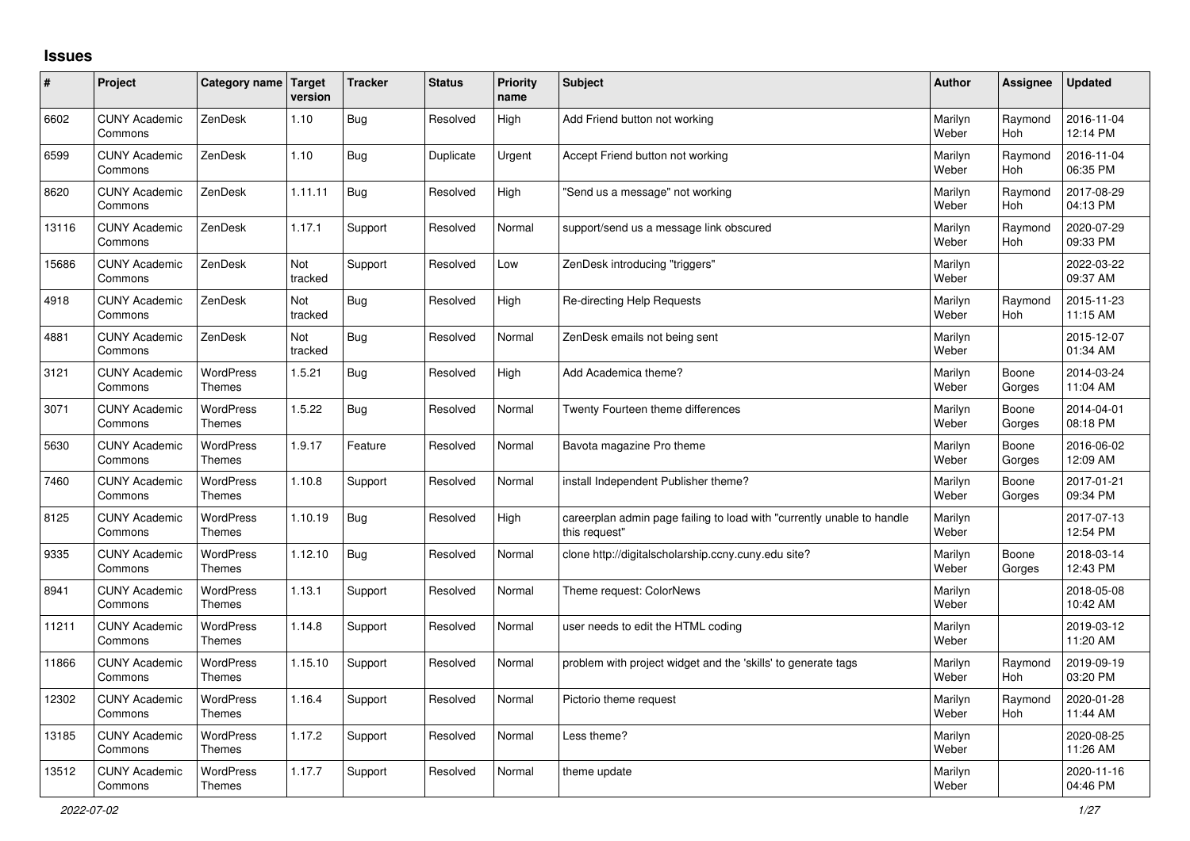# Issues

| # | Project | Category name | Target version | Tracker | Status | Priority name | Subject | Author | Assignee | Updated |
|---|---|---|---|---|---|---|---|---|---|---|
| 6602 | CUNY Academic Commons | ZenDesk | 1.10 | Bug | Resolved | High | Add Friend button not working | Marilyn Weber | Raymond Hoh | 2016-11-04 12:14 PM |
| 6599 | CUNY Academic Commons | ZenDesk | 1.10 | Bug | Duplicate | Urgent | Accept Friend button not working | Marilyn Weber | Raymond Hoh | 2016-11-04 06:35 PM |
| 8620 | CUNY Academic Commons | ZenDesk | 1.11.11 | Bug | Resolved | High | "Send us a message" not working | Marilyn Weber | Raymond Hoh | 2017-08-29 04:13 PM |
| 13116 | CUNY Academic Commons | ZenDesk | 1.17.1 | Support | Resolved | Normal | support/send us a message link obscured | Marilyn Weber | Raymond Hoh | 2020-07-29 09:33 PM |
| 15686 | CUNY Academic Commons | ZenDesk | Not tracked | Support | Resolved | Low | ZenDesk introducing "triggers" | Marilyn Weber | | 2022-03-22 09:37 AM |
| 4918 | CUNY Academic Commons | ZenDesk | Not tracked | Bug | Resolved | High | Re-directing Help Requests | Marilyn Weber | Raymond Hoh | 2015-11-23 11:15 AM |
| 4881 | CUNY Academic Commons | ZenDesk | Not tracked | Bug | Resolved | Normal | ZenDesk emails not being sent | Marilyn Weber | | 2015-12-07 01:34 AM |
| 3121 | CUNY Academic Commons | WordPress Themes | 1.5.21 | Bug | Resolved | High | Add Academica theme? | Marilyn Weber | Boone Gorges | 2014-03-24 11:04 AM |
| 3071 | CUNY Academic Commons | WordPress Themes | 1.5.22 | Bug | Resolved | Normal | Twenty Fourteen theme differences | Marilyn Weber | Boone Gorges | 2014-04-01 08:18 PM |
| 5630 | CUNY Academic Commons | WordPress Themes | 1.9.17 | Feature | Resolved | Normal | Bavota magazine Pro theme | Marilyn Weber | Boone Gorges | 2016-06-02 12:09 AM |
| 7460 | CUNY Academic Commons | WordPress Themes | 1.10.8 | Support | Resolved | Normal | install Independent Publisher theme? | Marilyn Weber | Boone Gorges | 2017-01-21 09:34 PM |
| 8125 | CUNY Academic Commons | WordPress Themes | 1.10.19 | Bug | Resolved | High | careerplan admin page failing to load with "currently unable to handle this request" | Marilyn Weber | | 2017-07-13 12:54 PM |
| 9335 | CUNY Academic Commons | WordPress Themes | 1.12.10 | Bug | Resolved | Normal | clone http://digitalscholarship.ccny.cuny.edu site? | Marilyn Weber | Boone Gorges | 2018-03-14 12:43 PM |
| 8941 | CUNY Academic Commons | WordPress Themes | 1.13.1 | Support | Resolved | Normal | Theme request: ColorNews | Marilyn Weber | | 2018-05-08 10:42 AM |
| 11211 | CUNY Academic Commons | WordPress Themes | 1.14.8 | Support | Resolved | Normal | user needs to edit the HTML coding | Marilyn Weber | | 2019-03-12 11:20 AM |
| 11866 | CUNY Academic Commons | WordPress Themes | 1.15.10 | Support | Resolved | Normal | problem with project widget and the 'skills' to generate tags | Marilyn Weber | Raymond Hoh | 2019-09-19 03:20 PM |
| 12302 | CUNY Academic Commons | WordPress Themes | 1.16.4 | Support | Resolved | Normal | Pictorio theme request | Marilyn Weber | Raymond Hoh | 2020-01-28 11:44 AM |
| 13185 | CUNY Academic Commons | WordPress Themes | 1.17.2 | Support | Resolved | Normal | Less theme? | Marilyn Weber | | 2020-08-25 11:26 AM |
| 13512 | CUNY Academic Commons | WordPress Themes | 1.17.7 | Support | Resolved | Normal | theme update | Marilyn Weber | | 2020-11-16 04:46 PM |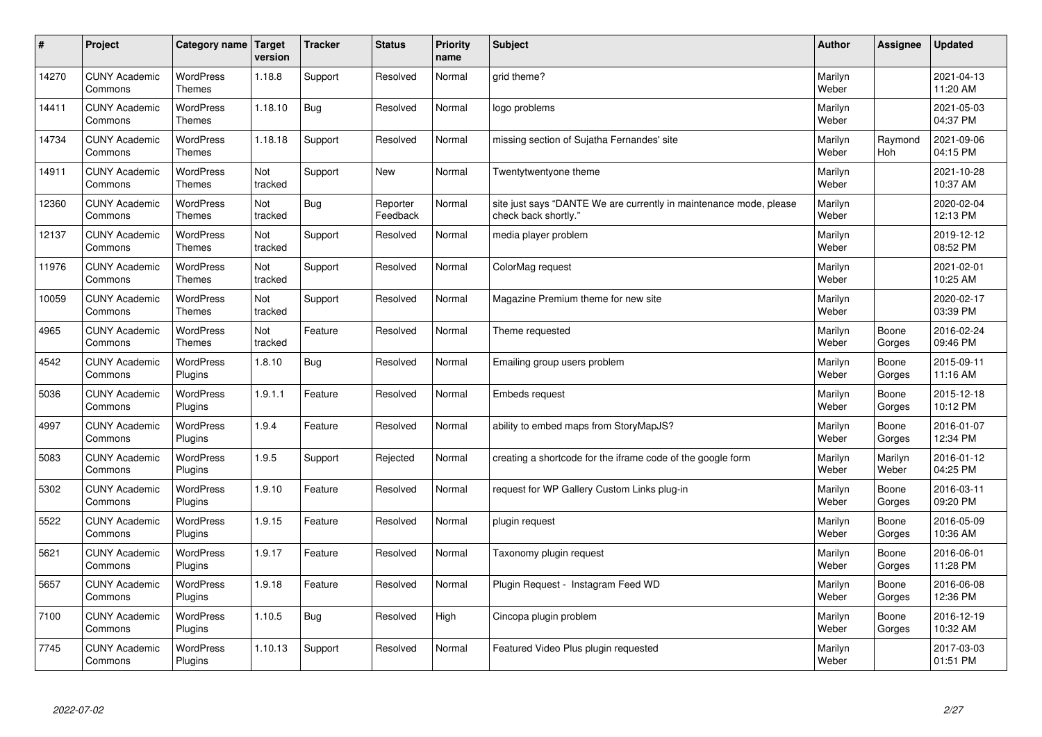| # | Project | Category name | Target version | Tracker | Status | Priority name | Subject | Author | Assignee | Updated |
|---|---|---|---|---|---|---|---|---|---|---|
| 14270 | CUNY Academic Commons | WordPress Themes | 1.18.8 | Support | Resolved | Normal | grid theme? | Marilyn Weber | | 2021-04-13 11:20 AM |
| 14411 | CUNY Academic Commons | WordPress Themes | 1.18.10 | Bug | Resolved | Normal | logo problems | Marilyn Weber | | 2021-05-03 04:37 PM |
| 14734 | CUNY Academic Commons | WordPress Themes | 1.18.18 | Support | Resolved | Normal | missing section of Sujatha Fernandes' site | Marilyn Weber | Raymond Hoh | 2021-09-06 04:15 PM |
| 14911 | CUNY Academic Commons | WordPress Themes | Not tracked | Support | New | Normal | Twentytwentyone theme | Marilyn Weber | | 2021-10-28 10:37 AM |
| 12360 | CUNY Academic Commons | WordPress Themes | Not tracked | Bug | Reporter Feedback | Normal | site just says "DANTE We are currently in maintenance mode, please check back shortly." | Marilyn Weber | | 2020-02-04 12:13 PM |
| 12137 | CUNY Academic Commons | WordPress Themes | Not tracked | Support | Resolved | Normal | media player problem | Marilyn Weber | | 2019-12-12 08:52 PM |
| 11976 | CUNY Academic Commons | WordPress Themes | Not tracked | Support | Resolved | Normal | ColorMag request | Marilyn Weber | | 2021-02-01 10:25 AM |
| 10059 | CUNY Academic Commons | WordPress Themes | Not tracked | Support | Resolved | Normal | Magazine Premium theme for new site | Marilyn Weber | | 2020-02-17 03:39 PM |
| 4965 | CUNY Academic Commons | WordPress Themes | Not tracked | Feature | Resolved | Normal | Theme requested | Marilyn Weber | Boone Gorges | 2016-02-24 09:46 PM |
| 4542 | CUNY Academic Commons | WordPress Plugins | 1.8.10 | Bug | Resolved | Normal | Emailing group users problem | Marilyn Weber | Boone Gorges | 2015-09-11 11:16 AM |
| 5036 | CUNY Academic Commons | WordPress Plugins | 1.9.1.1 | Feature | Resolved | Normal | Embeds request | Marilyn Weber | Boone Gorges | 2015-12-18 10:12 PM |
| 4997 | CUNY Academic Commons | WordPress Plugins | 1.9.4 | Feature | Resolved | Normal | ability to embed maps from StoryMapJS? | Marilyn Weber | Boone Gorges | 2016-01-07 12:34 PM |
| 5083 | CUNY Academic Commons | WordPress Plugins | 1.9.5 | Support | Rejected | Normal | creating a shortcode for the iframe code of the google form | Marilyn Weber | Marilyn Weber | 2016-01-12 04:25 PM |
| 5302 | CUNY Academic Commons | WordPress Plugins | 1.9.10 | Feature | Resolved | Normal | request for WP Gallery Custom Links plug-in | Marilyn Weber | Boone Gorges | 2016-03-11 09:20 PM |
| 5522 | CUNY Academic Commons | WordPress Plugins | 1.9.15 | Feature | Resolved | Normal | plugin request | Marilyn Weber | Boone Gorges | 2016-05-09 10:36 AM |
| 5621 | CUNY Academic Commons | WordPress Plugins | 1.9.17 | Feature | Resolved | Normal | Taxonomy plugin request | Marilyn Weber | Boone Gorges | 2016-06-01 11:28 PM |
| 5657 | CUNY Academic Commons | WordPress Plugins | 1.9.18 | Feature | Resolved | Normal | Plugin Request - Instagram Feed WD | Marilyn Weber | Boone Gorges | 2016-06-08 12:36 PM |
| 7100 | CUNY Academic Commons | WordPress Plugins | 1.10.5 | Bug | Resolved | High | Cincopa plugin problem | Marilyn Weber | Boone Gorges | 2016-12-19 10:32 AM |
| 7745 | CUNY Academic Commons | WordPress Plugins | 1.10.13 | Support | Resolved | Normal | Featured Video Plus plugin requested | Marilyn Weber | | 2017-03-03 01:51 PM |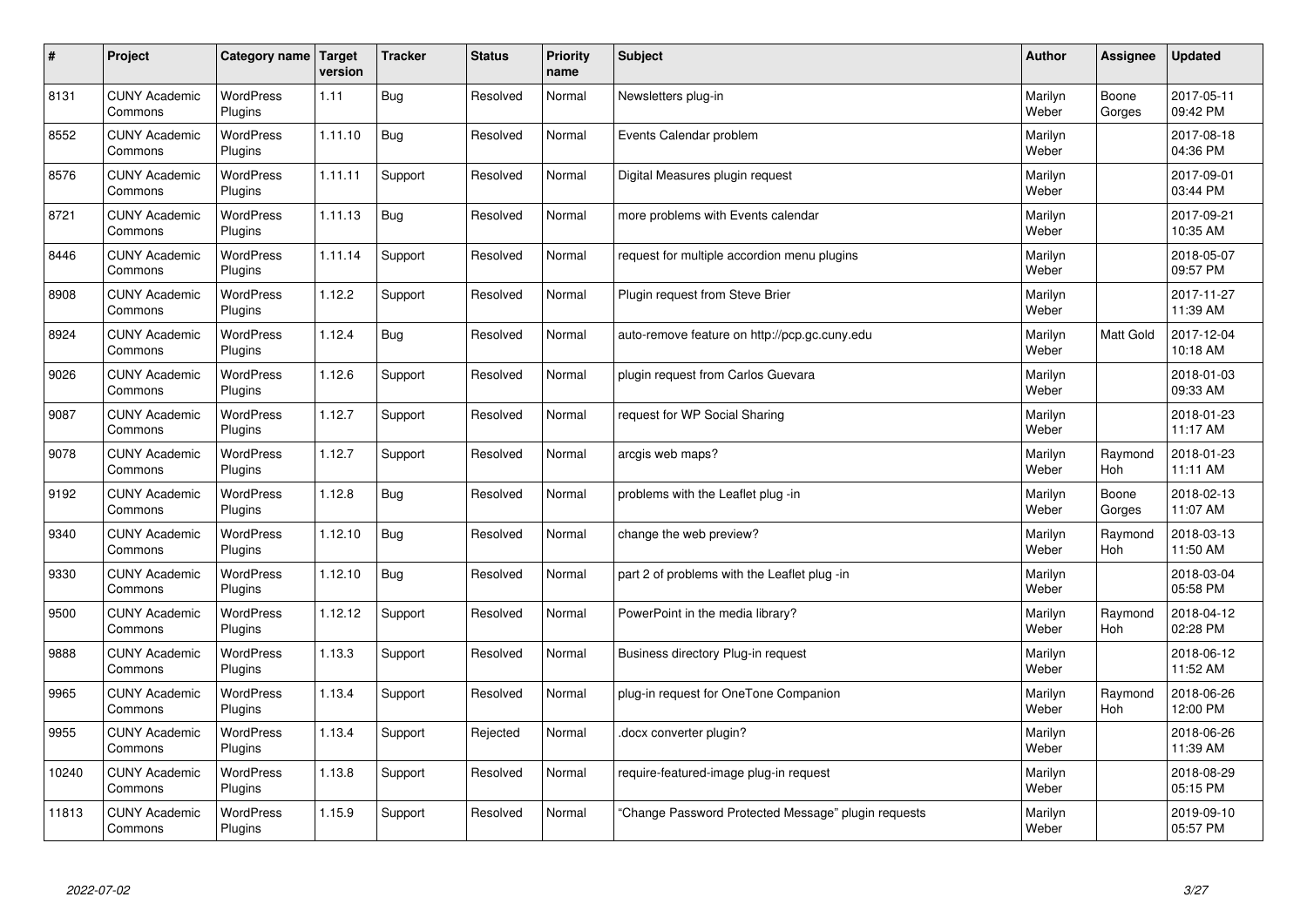| # | Project | Category name | Target version | Tracker | Status | Priority name | Subject | Author | Assignee | Updated |
|---|---|---|---|---|---|---|---|---|---|---|
| 8131 | CUNY Academic Commons | WordPress Plugins | 1.11 | Bug | Resolved | Normal | Newsletters plug-in | Marilyn Weber | Boone Gorges | 2017-05-11 09:42 PM |
| 8552 | CUNY Academic Commons | WordPress Plugins | 1.11.10 | Bug | Resolved | Normal | Events Calendar problem | Marilyn Weber | | 2017-08-18 04:36 PM |
| 8576 | CUNY Academic Commons | WordPress Plugins | 1.11.11 | Support | Resolved | Normal | Digital Measures plugin request | Marilyn Weber | | 2017-09-01 03:44 PM |
| 8721 | CUNY Academic Commons | WordPress Plugins | 1.11.13 | Bug | Resolved | Normal | more problems with Events calendar | Marilyn Weber | | 2017-09-21 10:35 AM |
| 8446 | CUNY Academic Commons | WordPress Plugins | 1.11.14 | Support | Resolved | Normal | request for multiple accordion menu plugins | Marilyn Weber | | 2018-05-07 09:57 PM |
| 8908 | CUNY Academic Commons | WordPress Plugins | 1.12.2 | Support | Resolved | Normal | Plugin request from Steve Brier | Marilyn Weber | | 2017-11-27 11:39 AM |
| 8924 | CUNY Academic Commons | WordPress Plugins | 1.12.4 | Bug | Resolved | Normal | auto-remove feature on http://pcp.gc.cuny.edu | Marilyn Weber | Matt Gold | 2017-12-04 10:18 AM |
| 9026 | CUNY Academic Commons | WordPress Plugins | 1.12.6 | Support | Resolved | Normal | plugin request from Carlos Guevara | Marilyn Weber | | 2018-01-03 09:33 AM |
| 9087 | CUNY Academic Commons | WordPress Plugins | 1.12.7 | Support | Resolved | Normal | request for WP Social Sharing | Marilyn Weber | | 2018-01-23 11:17 AM |
| 9078 | CUNY Academic Commons | WordPress Plugins | 1.12.7 | Support | Resolved | Normal | arcgis web maps? | Marilyn Weber | Raymond Hoh | 2018-01-23 11:11 AM |
| 9192 | CUNY Academic Commons | WordPress Plugins | 1.12.8 | Bug | Resolved | Normal | problems with the Leaflet plug -in | Marilyn Weber | Boone Gorges | 2018-02-13 11:07 AM |
| 9340 | CUNY Academic Commons | WordPress Plugins | 1.12.10 | Bug | Resolved | Normal | change the web preview? | Marilyn Weber | Raymond Hoh | 2018-03-13 11:50 AM |
| 9330 | CUNY Academic Commons | WordPress Plugins | 1.12.10 | Bug | Resolved | Normal | part 2 of problems with the Leaflet plug -in | Marilyn Weber | | 2018-03-04 05:58 PM |
| 9500 | CUNY Academic Commons | WordPress Plugins | 1.12.12 | Support | Resolved | Normal | PowerPoint in the media library? | Marilyn Weber | Raymond Hoh | 2018-04-12 02:28 PM |
| 9888 | CUNY Academic Commons | WordPress Plugins | 1.13.3 | Support | Resolved | Normal | Business directory Plug-in request | Marilyn Weber | | 2018-06-12 11:52 AM |
| 9965 | CUNY Academic Commons | WordPress Plugins | 1.13.4 | Support | Resolved | Normal | plug-in request for OneTone Companion | Marilyn Weber | Raymond Hoh | 2018-06-26 12:00 PM |
| 9955 | CUNY Academic Commons | WordPress Plugins | 1.13.4 | Support | Rejected | Normal | .docx converter plugin? | Marilyn Weber | | 2018-06-26 11:39 AM |
| 10240 | CUNY Academic Commons | WordPress Plugins | 1.13.8 | Support | Resolved | Normal | require-featured-image plug-in request | Marilyn Weber | | 2018-08-29 05:15 PM |
| 11813 | CUNY Academic Commons | WordPress Plugins | 1.15.9 | Support | Resolved | Normal | "Change Password Protected Message" plugin requests | Marilyn Weber | | 2019-09-10 05:57 PM |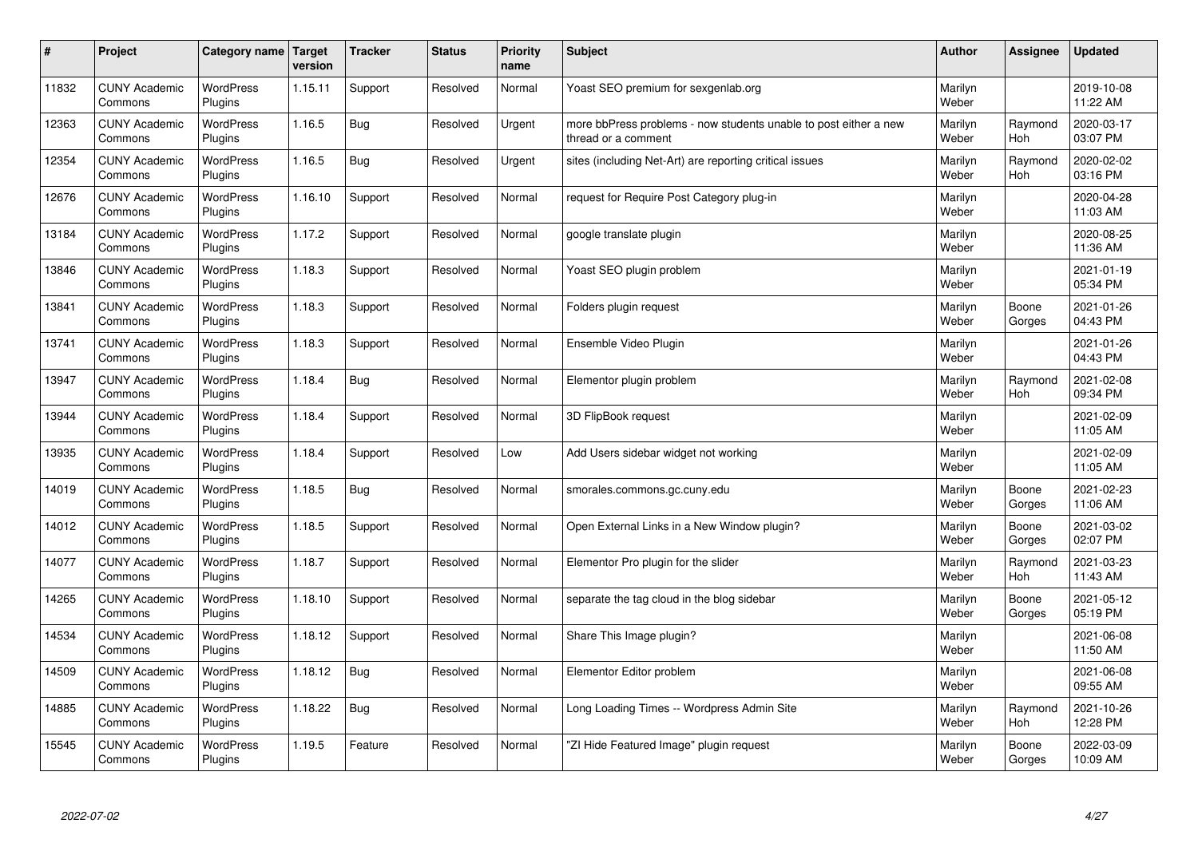| # | Project | Category name | Target version | Tracker | Status | Priority name | Subject | Author | Assignee | Updated |
|---|---|---|---|---|---|---|---|---|---|---|
| 11832 | CUNY Academic Commons | WordPress Plugins | 1.15.11 | Support | Resolved | Normal | Yoast SEO premium for sexgenlab.org | Marilyn Weber | | 2019-10-08 11:22 AM |
| 12363 | CUNY Academic Commons | WordPress Plugins | 1.16.5 | Bug | Resolved | Urgent | more bbPress problems - now students unable to post either a new thread or a comment | Marilyn Weber | Raymond Hoh | 2020-03-17 03:07 PM |
| 12354 | CUNY Academic Commons | WordPress Plugins | 1.16.5 | Bug | Resolved | Urgent | sites (including Net-Art) are reporting critical issues | Marilyn Weber | Raymond Hoh | 2020-02-02 03:16 PM |
| 12676 | CUNY Academic Commons | WordPress Plugins | 1.16.10 | Support | Resolved | Normal | request for Require Post Category plug-in | Marilyn Weber | | 2020-04-28 11:03 AM |
| 13184 | CUNY Academic Commons | WordPress Plugins | 1.17.2 | Support | Resolved | Normal | google translate plugin | Marilyn Weber | | 2020-08-25 11:36 AM |
| 13846 | CUNY Academic Commons | WordPress Plugins | 1.18.3 | Support | Resolved | Normal | Yoast SEO plugin problem | Marilyn Weber | | 2021-01-19 05:34 PM |
| 13841 | CUNY Academic Commons | WordPress Plugins | 1.18.3 | Support | Resolved | Normal | Folders plugin request | Marilyn Weber | Boone Gorges | 2021-01-26 04:43 PM |
| 13741 | CUNY Academic Commons | WordPress Plugins | 1.18.3 | Support | Resolved | Normal | Ensemble Video Plugin | Marilyn Weber | | 2021-01-26 04:43 PM |
| 13947 | CUNY Academic Commons | WordPress Plugins | 1.18.4 | Bug | Resolved | Normal | Elementor plugin problem | Marilyn Weber | Raymond Hoh | 2021-02-08 09:34 PM |
| 13944 | CUNY Academic Commons | WordPress Plugins | 1.18.4 | Support | Resolved | Normal | 3D FlipBook request | Marilyn Weber | | 2021-02-09 11:05 AM |
| 13935 | CUNY Academic Commons | WordPress Plugins | 1.18.4 | Support | Resolved | Low | Add Users sidebar widget not working | Marilyn Weber | | 2021-02-09 11:05 AM |
| 14019 | CUNY Academic Commons | WordPress Plugins | 1.18.5 | Bug | Resolved | Normal | smorales.commons.gc.cuny.edu | Marilyn Weber | Boone Gorges | 2021-02-23 11:06 AM |
| 14012 | CUNY Academic Commons | WordPress Plugins | 1.18.5 | Support | Resolved | Normal | Open External Links in a New Window plugin? | Marilyn Weber | Boone Gorges | 2021-03-02 02:07 PM |
| 14077 | CUNY Academic Commons | WordPress Plugins | 1.18.7 | Support | Resolved | Normal | Elementor Pro plugin for the slider | Marilyn Weber | Raymond Hoh | 2021-03-23 11:43 AM |
| 14265 | CUNY Academic Commons | WordPress Plugins | 1.18.10 | Support | Resolved | Normal | separate the tag cloud in the blog sidebar | Marilyn Weber | Boone Gorges | 2021-05-12 05:19 PM |
| 14534 | CUNY Academic Commons | WordPress Plugins | 1.18.12 | Support | Resolved | Normal | Share This Image plugin? | Marilyn Weber | | 2021-06-08 11:50 AM |
| 14509 | CUNY Academic Commons | WordPress Plugins | 1.18.12 | Bug | Resolved | Normal | Elementor Editor problem | Marilyn Weber | | 2021-06-08 09:55 AM |
| 14885 | CUNY Academic Commons | WordPress Plugins | 1.18.22 | Bug | Resolved | Normal | Long Loading Times -- Wordpress Admin Site | Marilyn Weber | Raymond Hoh | 2021-10-26 12:28 PM |
| 15545 | CUNY Academic Commons | WordPress Plugins | 1.19.5 | Feature | Resolved | Normal | "ZI Hide Featured Image" plugin request | Marilyn Weber | Boone Gorges | 2022-03-09 10:09 AM |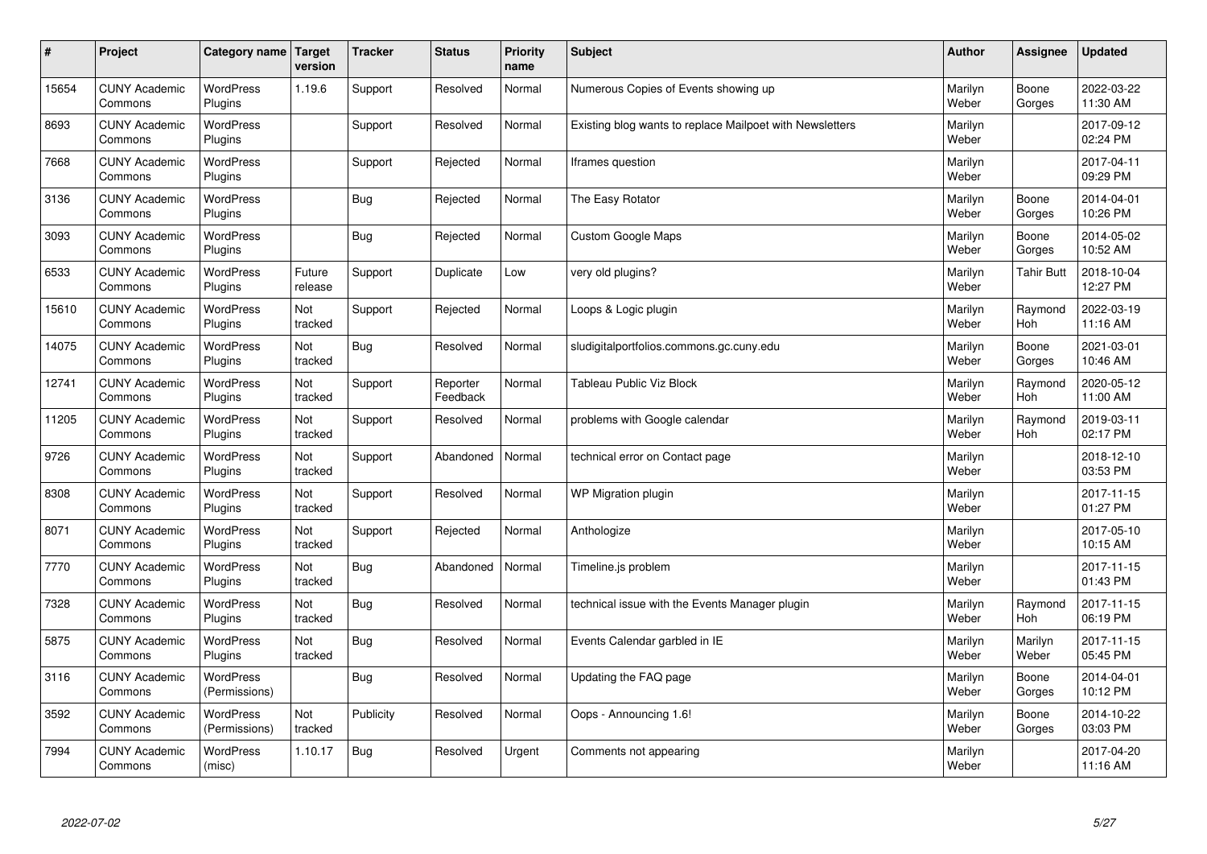| # | Project | Category name | Target version | Tracker | Status | Priority name | Subject | Author | Assignee | Updated |
|---|---|---|---|---|---|---|---|---|---|---|
| 15654 | CUNY Academic Commons | WordPress Plugins | 1.19.6 | Support | Resolved | Normal | Numerous Copies of Events showing up | Marilyn Weber | Boone Gorges | 2022-03-22 11:30 AM |
| 8693 | CUNY Academic Commons | WordPress Plugins | | Support | Resolved | Normal | Existing blog wants to replace Mailpoet with Newsletters | Marilyn Weber | | 2017-09-12 02:24 PM |
| 7668 | CUNY Academic Commons | WordPress Plugins | | Support | Rejected | Normal | Iframes question | Marilyn Weber | | 2017-04-11 09:29 PM |
| 3136 | CUNY Academic Commons | WordPress Plugins | | Bug | Rejected | Normal | The Easy Rotator | Marilyn Weber | Boone Gorges | 2014-04-01 10:26 PM |
| 3093 | CUNY Academic Commons | WordPress Plugins | | Bug | Rejected | Normal | Custom Google Maps | Marilyn Weber | Boone Gorges | 2014-05-02 10:52 AM |
| 6533 | CUNY Academic Commons | WordPress Plugins | Future release | Support | Duplicate | Low | very old plugins? | Marilyn Weber | Tahir Butt | 2018-10-04 12:27 PM |
| 15610 | CUNY Academic Commons | WordPress Plugins | Not tracked | Support | Rejected | Normal | Loops & Logic plugin | Marilyn Weber | Raymond Hoh | 2022-03-19 11:16 AM |
| 14075 | CUNY Academic Commons | WordPress Plugins | Not tracked | Bug | Resolved | Normal | sludigitalportfolios.commons.gc.cuny.edu | Marilyn Weber | Boone Gorges | 2021-03-01 10:46 AM |
| 12741 | CUNY Academic Commons | WordPress Plugins | Not tracked | Support | Reporter Feedback | Normal | Tableau Public Viz Block | Marilyn Weber | Raymond Hoh | 2020-05-12 11:00 AM |
| 11205 | CUNY Academic Commons | WordPress Plugins | Not tracked | Support | Resolved | Normal | problems with Google calendar | Marilyn Weber | Raymond Hoh | 2019-03-11 02:17 PM |
| 9726 | CUNY Academic Commons | WordPress Plugins | Not tracked | Support | Abandoned | Normal | technical error on Contact page | Marilyn Weber | | 2018-12-10 03:53 PM |
| 8308 | CUNY Academic Commons | WordPress Plugins | Not tracked | Support | Resolved | Normal | WP Migration plugin | Marilyn Weber | | 2017-11-15 01:27 PM |
| 8071 | CUNY Academic Commons | WordPress Plugins | Not tracked | Support | Rejected | Normal | Anthologize | Marilyn Weber | | 2017-05-10 10:15 AM |
| 7770 | CUNY Academic Commons | WordPress Plugins | Not tracked | Bug | Abandoned | Normal | Timeline.js problem | Marilyn Weber | | 2017-11-15 01:43 PM |
| 7328 | CUNY Academic Commons | WordPress Plugins | Not tracked | Bug | Resolved | Normal | technical issue with the Events Manager plugin | Marilyn Weber | Raymond Hoh | 2017-11-15 06:19 PM |
| 5875 | CUNY Academic Commons | WordPress Plugins | Not tracked | Bug | Resolved | Normal | Events Calendar garbled in IE | Marilyn Weber | Marilyn Weber | 2017-11-15 05:45 PM |
| 3116 | CUNY Academic Commons | WordPress (Permissions) | | Bug | Resolved | Normal | Updating the FAQ page | Marilyn Weber | Boone Gorges | 2014-04-01 10:12 PM |
| 3592 | CUNY Academic Commons | WordPress (Permissions) | Not tracked | Publicity | Resolved | Normal | Oops - Announcing 1.6! | Marilyn Weber | Boone Gorges | 2014-10-22 03:03 PM |
| 7994 | CUNY Academic Commons | WordPress (misc) | 1.10.17 | Bug | Resolved | Urgent | Comments not appearing | Marilyn Weber | | 2017-04-20 11:16 AM |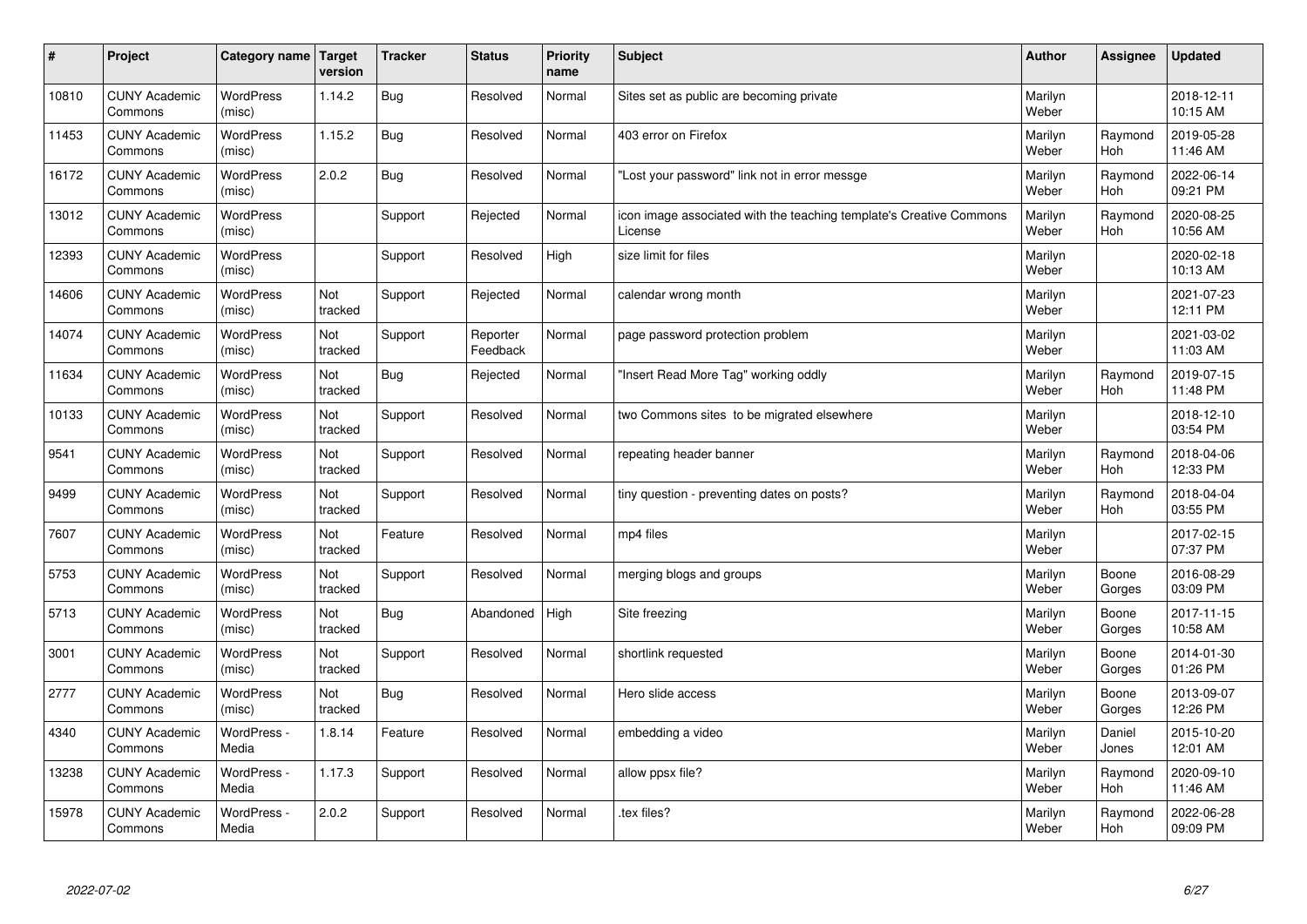| # | Project | Category name | Target version | Tracker | Status | Priority name | Subject | Author | Assignee | Updated |
|---|---|---|---|---|---|---|---|---|---|---|
| 10810 | CUNY Academic Commons | WordPress (misc) | 1.14.2 | Bug | Resolved | Normal | Sites set as public are becoming private | Marilyn Weber | | 2018-12-11 10:15 AM |
| 11453 | CUNY Academic Commons | WordPress (misc) | 1.15.2 | Bug | Resolved | Normal | 403 error on Firefox | Marilyn Weber | Raymond Hoh | 2019-05-28 11:46 AM |
| 16172 | CUNY Academic Commons | WordPress (misc) | 2.0.2 | Bug | Resolved | Normal | "Lost your password" link not in error messge | Marilyn Weber | Raymond Hoh | 2022-06-14 09:21 PM |
| 13012 | CUNY Academic Commons | WordPress (misc) | | Support | Rejected | Normal | icon image associated with the teaching template's Creative Commons License | Marilyn Weber | Raymond Hoh | 2020-08-25 10:56 AM |
| 12393 | CUNY Academic Commons | WordPress (misc) | | Support | Resolved | High | size limit for files | Marilyn Weber | | 2020-02-18 10:13 AM |
| 14606 | CUNY Academic Commons | WordPress (misc) | Not tracked | Support | Rejected | Normal | calendar wrong month | Marilyn Weber | | 2021-07-23 12:11 PM |
| 14074 | CUNY Academic Commons | WordPress (misc) | Not tracked | Support | Reporter Feedback | Normal | page password protection problem | Marilyn Weber | | 2021-03-02 11:03 AM |
| 11634 | CUNY Academic Commons | WordPress (misc) | Not tracked | Bug | Rejected | Normal | "Insert Read More Tag" working oddly | Marilyn Weber | Raymond Hoh | 2019-07-15 11:48 PM |
| 10133 | CUNY Academic Commons | WordPress (misc) | Not tracked | Support | Resolved | Normal | two Commons sites to be migrated elsewhere | Marilyn Weber | | 2018-12-10 03:54 PM |
| 9541 | CUNY Academic Commons | WordPress (misc) | Not tracked | Support | Resolved | Normal | repeating header banner | Marilyn Weber | Raymond Hoh | 2018-04-06 12:33 PM |
| 9499 | CUNY Academic Commons | WordPress (misc) | Not tracked | Support | Resolved | Normal | tiny question - preventing dates on posts? | Marilyn Weber | Raymond Hoh | 2018-04-04 03:55 PM |
| 7607 | CUNY Academic Commons | WordPress (misc) | Not tracked | Feature | Resolved | Normal | mp4 files | Marilyn Weber | | 2017-02-15 07:37 PM |
| 5753 | CUNY Academic Commons | WordPress (misc) | Not tracked | Support | Resolved | Normal | merging blogs and groups | Marilyn Weber | Boone Gorges | 2016-08-29 03:09 PM |
| 5713 | CUNY Academic Commons | WordPress (misc) | Not tracked | Bug | Abandoned | High | Site freezing | Marilyn Weber | Boone Gorges | 2017-11-15 10:58 AM |
| 3001 | CUNY Academic Commons | WordPress (misc) | Not tracked | Support | Resolved | Normal | shortlink requested | Marilyn Weber | Boone Gorges | 2014-01-30 01:26 PM |
| 2777 | CUNY Academic Commons | WordPress (misc) | Not tracked | Bug | Resolved | Normal | Hero slide access | Marilyn Weber | Boone Gorges | 2013-09-07 12:26 PM |
| 4340 | CUNY Academic Commons | WordPress - Media | 1.8.14 | Feature | Resolved | Normal | embedding a video | Marilyn Weber | Daniel Jones | 2015-10-20 12:01 AM |
| 13238 | CUNY Academic Commons | WordPress - Media | 1.17.3 | Support | Resolved | Normal | allow ppsx file? | Marilyn Weber | Raymond Hoh | 2020-09-10 11:46 AM |
| 15978 | CUNY Academic Commons | WordPress - Media | 2.0.2 | Support | Resolved | Normal | .tex files? | Marilyn Weber | Raymond Hoh | 2022-06-28 09:09 PM |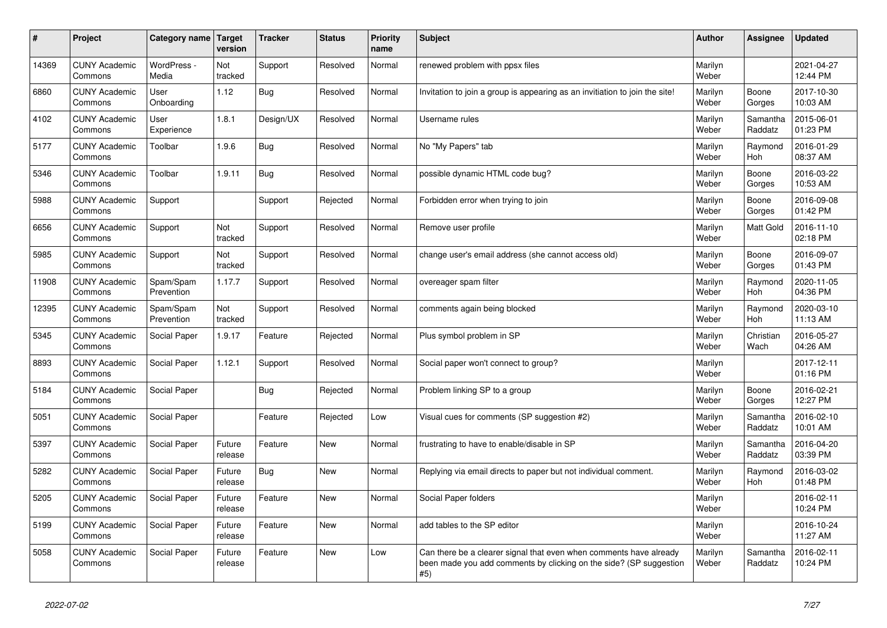| # | Project | Category name | Target version | Tracker | Status | Priority name | Subject | Author | Assignee | Updated |
|---|---|---|---|---|---|---|---|---|---|---|
| 14369 | CUNY Academic Commons | WordPress - Media | Not tracked | Support | Resolved | Normal | renewed problem with ppsx files | Marilyn Weber | | 2021-04-27 12:44 PM |
| 6860 | CUNY Academic Commons | User Onboarding | 1.12 | Bug | Resolved | Normal | Invitation to join a group is appearing as an invitiation to join the site! | Marilyn Weber | Boone Gorges | 2017-10-30 10:03 AM |
| 4102 | CUNY Academic Commons | User Experience | 1.8.1 | Design/UX | Resolved | Normal | Username rules | Marilyn Weber | Samantha Raddatz | 2015-06-01 01:23 PM |
| 5177 | CUNY Academic Commons | Toolbar | 1.9.6 | Bug | Resolved | Normal | No "My Papers" tab | Marilyn Weber | Raymond Hoh | 2016-01-29 08:37 AM |
| 5346 | CUNY Academic Commons | Toolbar | 1.9.11 | Bug | Resolved | Normal | possible dynamic HTML code bug? | Marilyn Weber | Boone Gorges | 2016-03-22 10:53 AM |
| 5988 | CUNY Academic Commons | Support | | Support | Rejected | Normal | Forbidden error when trying to join | Marilyn Weber | Boone Gorges | 2016-09-08 01:42 PM |
| 6656 | CUNY Academic Commons | Support | Not tracked | Support | Resolved | Normal | Remove user profile | Marilyn Weber | Matt Gold | 2016-11-10 02:18 PM |
| 5985 | CUNY Academic Commons | Support | Not tracked | Support | Resolved | Normal | change user's email address (she cannot access old) | Marilyn Weber | Boone Gorges | 2016-09-07 01:43 PM |
| 11908 | CUNY Academic Commons | Spam/Spam Prevention | 1.17.7 | Support | Resolved | Normal | overeager spam filter | Marilyn Weber | Raymond Hoh | 2020-11-05 04:36 PM |
| 12395 | CUNY Academic Commons | Spam/Spam Prevention | Not tracked | Support | Resolved | Normal | comments again being blocked | Marilyn Weber | Raymond Hoh | 2020-03-10 11:13 AM |
| 5345 | CUNY Academic Commons | Social Paper | 1.9.17 | Feature | Rejected | Normal | Plus symbol problem in SP | Marilyn Weber | Christian Wach | 2016-05-27 04:26 AM |
| 8893 | CUNY Academic Commons | Social Paper | 1.12.1 | Support | Resolved | Normal | Social paper won't connect to group? | Marilyn Weber | | 2017-12-11 01:16 PM |
| 5184 | CUNY Academic Commons | Social Paper | | Bug | Rejected | Normal | Problem linking SP to a group | Marilyn Weber | Boone Gorges | 2016-02-21 12:27 PM |
| 5051 | CUNY Academic Commons | Social Paper | | Feature | Rejected | Low | Visual cues for comments (SP suggestion #2) | Marilyn Weber | Samantha Raddatz | 2016-02-10 10:01 AM |
| 5397 | CUNY Academic Commons | Social Paper | Future release | Feature | New | Normal | frustrating to have to enable/disable in SP | Marilyn Weber | Samantha Raddatz | 2016-04-20 03:39 PM |
| 5282 | CUNY Academic Commons | Social Paper | Future release | Bug | New | Normal | Replying via email directs to paper but not individual comment. | Marilyn Weber | Raymond Hoh | 2016-03-02 01:48 PM |
| 5205 | CUNY Academic Commons | Social Paper | Future release | Feature | New | Normal | Social Paper folders | Marilyn Weber | | 2016-02-11 10:24 PM |
| 5199 | CUNY Academic Commons | Social Paper | Future release | Feature | New | Normal | add tables to the SP editor | Marilyn Weber | | 2016-10-24 11:27 AM |
| 5058 | CUNY Academic Commons | Social Paper | Future release | Feature | New | Low | Can there be a clearer signal that even when comments have already been made you add comments by clicking on the side? (SP suggestion #5) | Marilyn Weber | Samantha Raddatz | 2016-02-11 10:24 PM |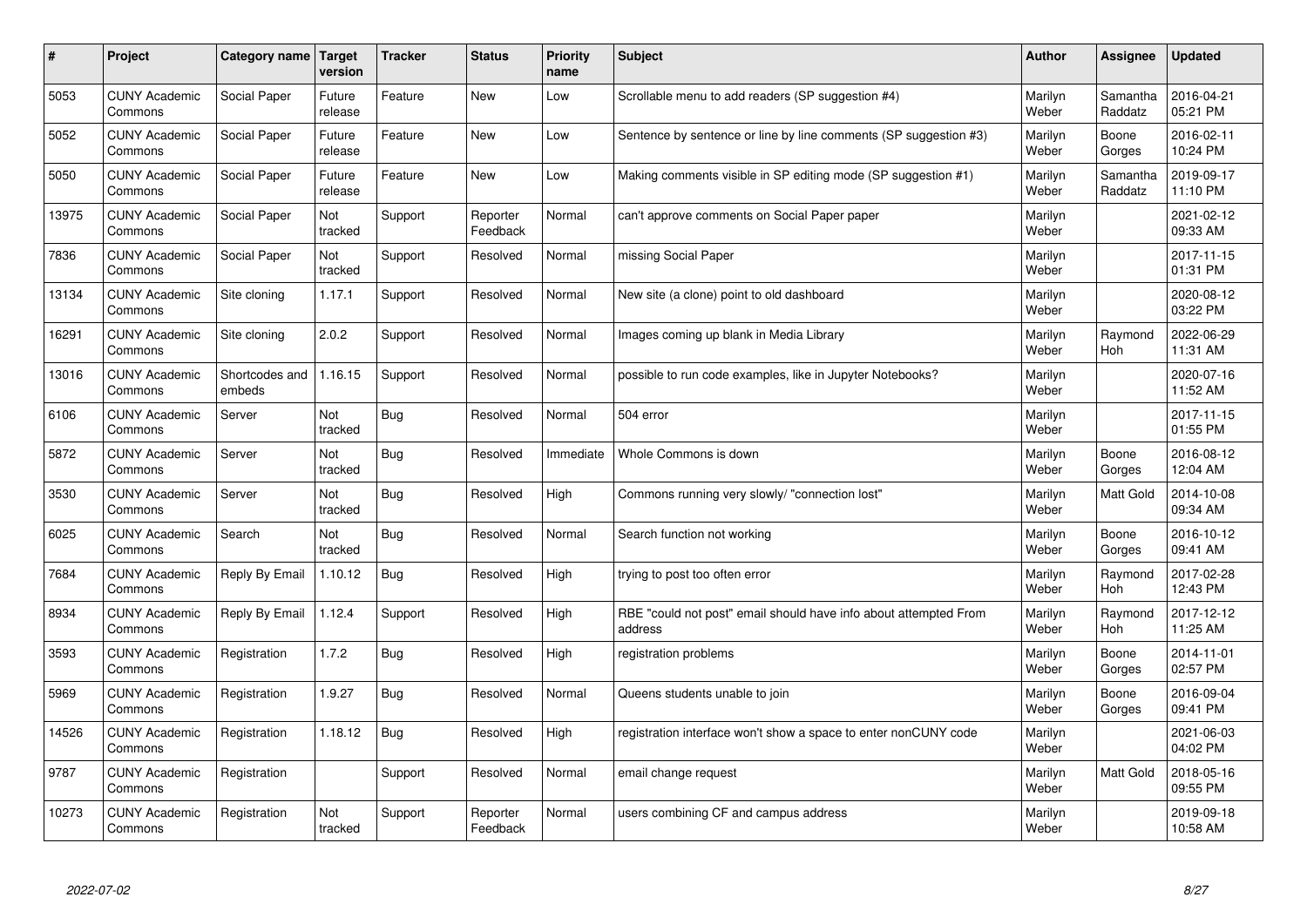| # | Project | Category name | Target version | Tracker | Status | Priority name | Subject | Author | Assignee | Updated |
|---|---|---|---|---|---|---|---|---|---|---|
| 5053 | CUNY Academic Commons | Social Paper | Future release | Feature | New | Low | Scrollable menu to add readers (SP suggestion #4) | Marilyn Weber | Samantha Raddatz | 2016-04-21 05:21 PM |
| 5052 | CUNY Academic Commons | Social Paper | Future release | Feature | New | Low | Sentence by sentence or line by line comments (SP suggestion #3) | Marilyn Weber | Boone Gorges | 2016-02-11 10:24 PM |
| 5050 | CUNY Academic Commons | Social Paper | Future release | Feature | New | Low | Making comments visible in SP editing mode (SP suggestion #1) | Marilyn Weber | Samantha Raddatz | 2019-09-17 11:10 PM |
| 13975 | CUNY Academic Commons | Social Paper | Not tracked | Support | Reporter Feedback | Normal | can't approve comments on Social Paper paper | Marilyn Weber | | 2021-02-12 09:33 AM |
| 7836 | CUNY Academic Commons | Social Paper | Not tracked | Support | Resolved | Normal | missing Social Paper | Marilyn Weber | | 2017-11-15 01:31 PM |
| 13134 | CUNY Academic Commons | Site cloning | 1.17.1 | Support | Resolved | Normal | New site (a clone) point to old dashboard | Marilyn Weber | | 2020-08-12 03:22 PM |
| 16291 | CUNY Academic Commons | Site cloning | 2.0.2 | Support | Resolved | Normal | Images coming up blank in Media Library | Marilyn Weber | Raymond Hoh | 2022-06-29 11:31 AM |
| 13016 | CUNY Academic Commons | Shortcodes and embeds | 1.16.15 | Support | Resolved | Normal | possible to run code examples, like in Jupyter Notebooks? | Marilyn Weber | | 2020-07-16 11:52 AM |
| 6106 | CUNY Academic Commons | Server | Not tracked | Bug | Resolved | Normal | 504 error | Marilyn Weber | | 2017-11-15 01:55 PM |
| 5872 | CUNY Academic Commons | Server | Not tracked | Bug | Resolved | Immediate | Whole Commons is down | Marilyn Weber | Boone Gorges | 2016-08-12 12:04 AM |
| 3530 | CUNY Academic Commons | Server | Not tracked | Bug | Resolved | High | Commons running very slowly/ "connection lost" | Marilyn Weber | Matt Gold | 2014-10-08 09:34 AM |
| 6025 | CUNY Academic Commons | Search | Not tracked | Bug | Resolved | Normal | Search function not working | Marilyn Weber | Boone Gorges | 2016-10-12 09:41 AM |
| 7684 | CUNY Academic Commons | Reply By Email | 1.10.12 | Bug | Resolved | High | trying to post too often error | Marilyn Weber | Raymond Hoh | 2017-02-28 12:43 PM |
| 8934 | CUNY Academic Commons | Reply By Email | 1.12.4 | Support | Resolved | High | RBE "could not post" email should have info about attempted From address | Marilyn Weber | Raymond Hoh | 2017-12-12 11:25 AM |
| 3593 | CUNY Academic Commons | Registration | 1.7.2 | Bug | Resolved | High | registration problems | Marilyn Weber | Boone Gorges | 2014-11-01 02:57 PM |
| 5969 | CUNY Academic Commons | Registration | 1.9.27 | Bug | Resolved | Normal | Queens students unable to join | Marilyn Weber | Boone Gorges | 2016-09-04 09:41 PM |
| 14526 | CUNY Academic Commons | Registration | 1.18.12 | Bug | Resolved | High | registration interface won't show a space to enter nonCUNY code | Marilyn Weber | | 2021-06-03 04:02 PM |
| 9787 | CUNY Academic Commons | Registration | | Support | Resolved | Normal | email change request | Marilyn Weber | Matt Gold | 2018-05-16 09:55 PM |
| 10273 | CUNY Academic Commons | Registration | Not tracked | Support | Reporter Feedback | Normal | users combining CF and campus address | Marilyn Weber | | 2019-09-18 10:58 AM |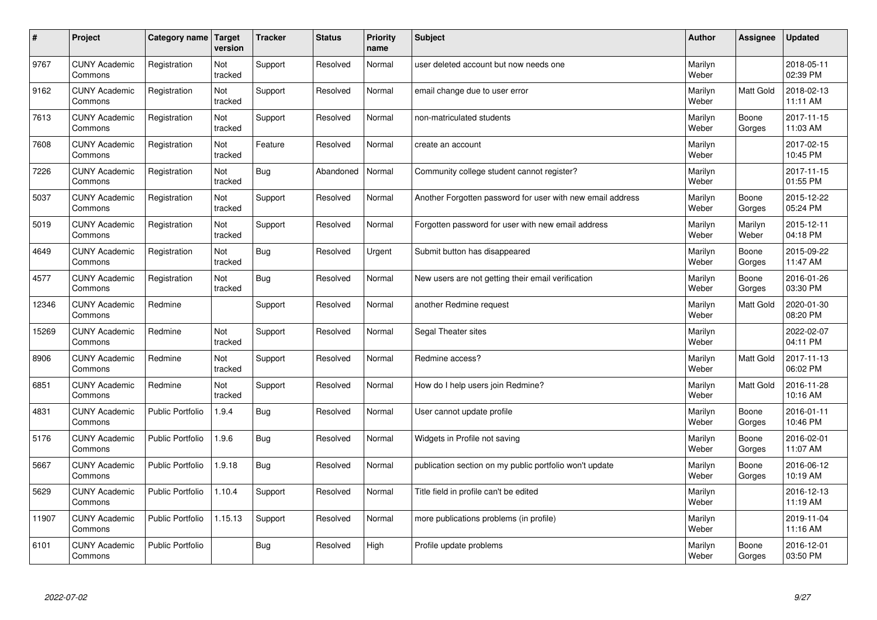| # | Project | Category name | Target version | Tracker | Status | Priority name | Subject | Author | Assignee | Updated |
|---|---|---|---|---|---|---|---|---|---|---|
| 9767 | CUNY Academic Commons | Registration | Not tracked | Support | Resolved | Normal | user deleted account but now needs one | Marilyn Weber | | 2018-05-11 02:39 PM |
| 9162 | CUNY Academic Commons | Registration | Not tracked | Support | Resolved | Normal | email change due to user error | Marilyn Weber | Matt Gold | 2018-02-13 11:11 AM |
| 7613 | CUNY Academic Commons | Registration | Not tracked | Support | Resolved | Normal | non-matriculated students | Marilyn Weber | Boone Gorges | 2017-11-15 11:03 AM |
| 7608 | CUNY Academic Commons | Registration | Not tracked | Feature | Resolved | Normal | create an account | Marilyn Weber | | 2017-02-15 10:45 PM |
| 7226 | CUNY Academic Commons | Registration | Not tracked | Bug | Abandoned | Normal | Community college student cannot register? | Marilyn Weber | | 2017-11-15 01:55 PM |
| 5037 | CUNY Academic Commons | Registration | Not tracked | Support | Resolved | Normal | Another Forgotten password for user with new email address | Marilyn Weber | Boone Gorges | 2015-12-22 05:24 PM |
| 5019 | CUNY Academic Commons | Registration | Not tracked | Support | Resolved | Normal | Forgotten password for user with new email address | Marilyn Weber | Marilyn Weber | 2015-12-11 04:18 PM |
| 4649 | CUNY Academic Commons | Registration | Not tracked | Bug | Resolved | Urgent | Submit button has disappeared | Marilyn Weber | Boone Gorges | 2015-09-22 11:47 AM |
| 4577 | CUNY Academic Commons | Registration | Not tracked | Bug | Resolved | Normal | New users are not getting their email verification | Marilyn Weber | Boone Gorges | 2016-01-26 03:30 PM |
| 12346 | CUNY Academic Commons | Redmine | | Support | Resolved | Normal | another Redmine request | Marilyn Weber | Matt Gold | 2020-01-30 08:20 PM |
| 15269 | CUNY Academic Commons | Redmine | Not tracked | Support | Resolved | Normal | Segal Theater sites | Marilyn Weber | | 2022-02-07 04:11 PM |
| 8906 | CUNY Academic Commons | Redmine | Not tracked | Support | Resolved | Normal | Redmine access? | Marilyn Weber | Matt Gold | 2017-11-13 06:02 PM |
| 6851 | CUNY Academic Commons | Redmine | Not tracked | Support | Resolved | Normal | How do I help users join Redmine? | Marilyn Weber | Matt Gold | 2016-11-28 10:16 AM |
| 4831 | CUNY Academic Commons | Public Portfolio | 1.9.4 | Bug | Resolved | Normal | User cannot update profile | Marilyn Weber | Boone Gorges | 2016-01-11 10:46 PM |
| 5176 | CUNY Academic Commons | Public Portfolio | 1.9.6 | Bug | Resolved | Normal | Widgets in Profile not saving | Marilyn Weber | Boone Gorges | 2016-02-01 11:07 AM |
| 5667 | CUNY Academic Commons | Public Portfolio | 1.9.18 | Bug | Resolved | Normal | publication section on my public portfolio won't update | Marilyn Weber | Boone Gorges | 2016-06-12 10:19 AM |
| 5629 | CUNY Academic Commons | Public Portfolio | 1.10.4 | Support | Resolved | Normal | Title field in profile can't be edited | Marilyn Weber | | 2016-12-13 11:19 AM |
| 11907 | CUNY Academic Commons | Public Portfolio | 1.15.13 | Support | Resolved | Normal | more publications problems (in profile) | Marilyn Weber | | 2019-11-04 11:16 AM |
| 6101 | CUNY Academic Commons | Public Portfolio | | Bug | Resolved | High | Profile update problems | Marilyn Weber | Boone Gorges | 2016-12-01 03:50 PM |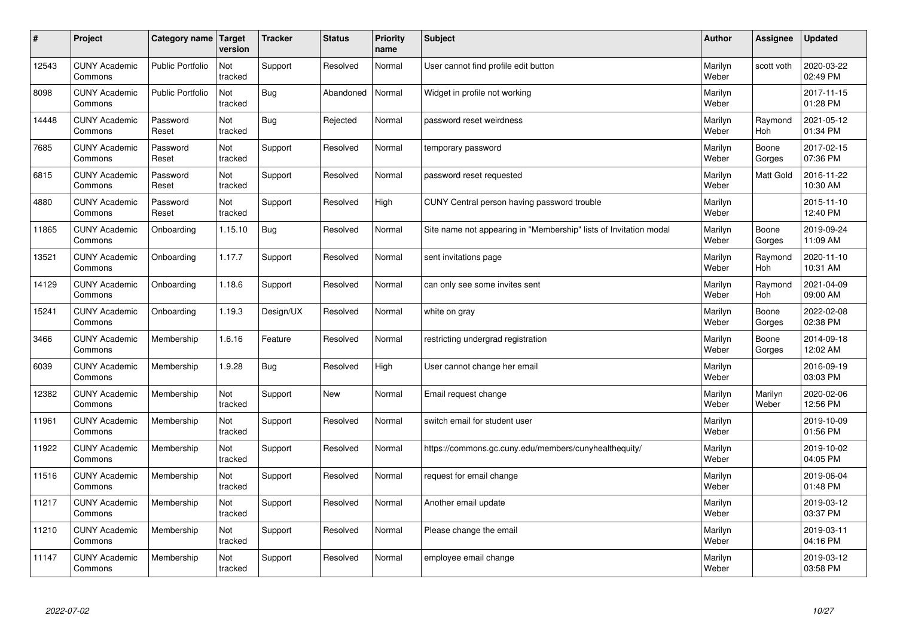| # | Project | Category name | Target version | Tracker | Status | Priority name | Subject | Author | Assignee | Updated |
|---|---|---|---|---|---|---|---|---|---|---|
| 12543 | CUNY Academic Commons | Public Portfolio | Not tracked | Support | Resolved | Normal | User cannot find profile edit button | Marilyn Weber | scott voth | 2020-03-22 02:49 PM |
| 8098 | CUNY Academic Commons | Public Portfolio | Not tracked | Bug | Abandoned | Normal | Widget in profile not working | Marilyn Weber | | 2017-11-15 01:28 PM |
| 14448 | CUNY Academic Commons | Password Reset | Not tracked | Bug | Rejected | Normal | password reset weirdness | Marilyn Weber | Raymond Hoh | 2021-05-12 01:34 PM |
| 7685 | CUNY Academic Commons | Password Reset | Not tracked | Support | Resolved | Normal | temporary password | Marilyn Weber | Boone Gorges | 2017-02-15 07:36 PM |
| 6815 | CUNY Academic Commons | Password Reset | Not tracked | Support | Resolved | Normal | password reset requested | Marilyn Weber | Matt Gold | 2016-11-22 10:30 AM |
| 4880 | CUNY Academic Commons | Password Reset | Not tracked | Support | Resolved | High | CUNY Central person having password trouble | Marilyn Weber | | 2015-11-10 12:40 PM |
| 11865 | CUNY Academic Commons | Onboarding | 1.15.10 | Bug | Resolved | Normal | Site name not appearing in "Membership" lists of Invitation modal | Marilyn Weber | Boone Gorges | 2019-09-24 11:09 AM |
| 13521 | CUNY Academic Commons | Onboarding | 1.17.7 | Support | Resolved | Normal | sent invitations page | Marilyn Weber | Raymond Hoh | 2020-11-10 10:31 AM |
| 14129 | CUNY Academic Commons | Onboarding | 1.18.6 | Support | Resolved | Normal | can only see some invites sent | Marilyn Weber | Raymond Hoh | 2021-04-09 09:00 AM |
| 15241 | CUNY Academic Commons | Onboarding | 1.19.3 | Design/UX | Resolved | Normal | white on gray | Marilyn Weber | Boone Gorges | 2022-02-08 02:38 PM |
| 3466 | CUNY Academic Commons | Membership | 1.6.16 | Feature | Resolved | Normal | restricting undergrad registration | Marilyn Weber | Boone Gorges | 2014-09-18 12:02 AM |
| 6039 | CUNY Academic Commons | Membership | 1.9.28 | Bug | Resolved | High | User cannot change her email | Marilyn Weber | | 2016-09-19 03:03 PM |
| 12382 | CUNY Academic Commons | Membership | Not tracked | Support | New | Normal | Email request change | Marilyn Weber | Marilyn Weber | 2020-02-06 12:56 PM |
| 11961 | CUNY Academic Commons | Membership | Not tracked | Support | Resolved | Normal | switch email for student user | Marilyn Weber | | 2019-10-09 01:56 PM |
| 11922 | CUNY Academic Commons | Membership | Not tracked | Support | Resolved | Normal | https://commons.gc.cuny.edu/members/cunyhealthequity/ | Marilyn Weber | | 2019-10-02 04:05 PM |
| 11516 | CUNY Academic Commons | Membership | Not tracked | Support | Resolved | Normal | request for email change | Marilyn Weber | | 2019-06-04 01:48 PM |
| 11217 | CUNY Academic Commons | Membership | Not tracked | Support | Resolved | Normal | Another email update | Marilyn Weber | | 2019-03-12 03:37 PM |
| 11210 | CUNY Academic Commons | Membership | Not tracked | Support | Resolved | Normal | Please change the email | Marilyn Weber | | 2019-03-11 04:16 PM |
| 11147 | CUNY Academic Commons | Membership | Not tracked | Support | Resolved | Normal | employee email change | Marilyn Weber | | 2019-03-12 03:58 PM |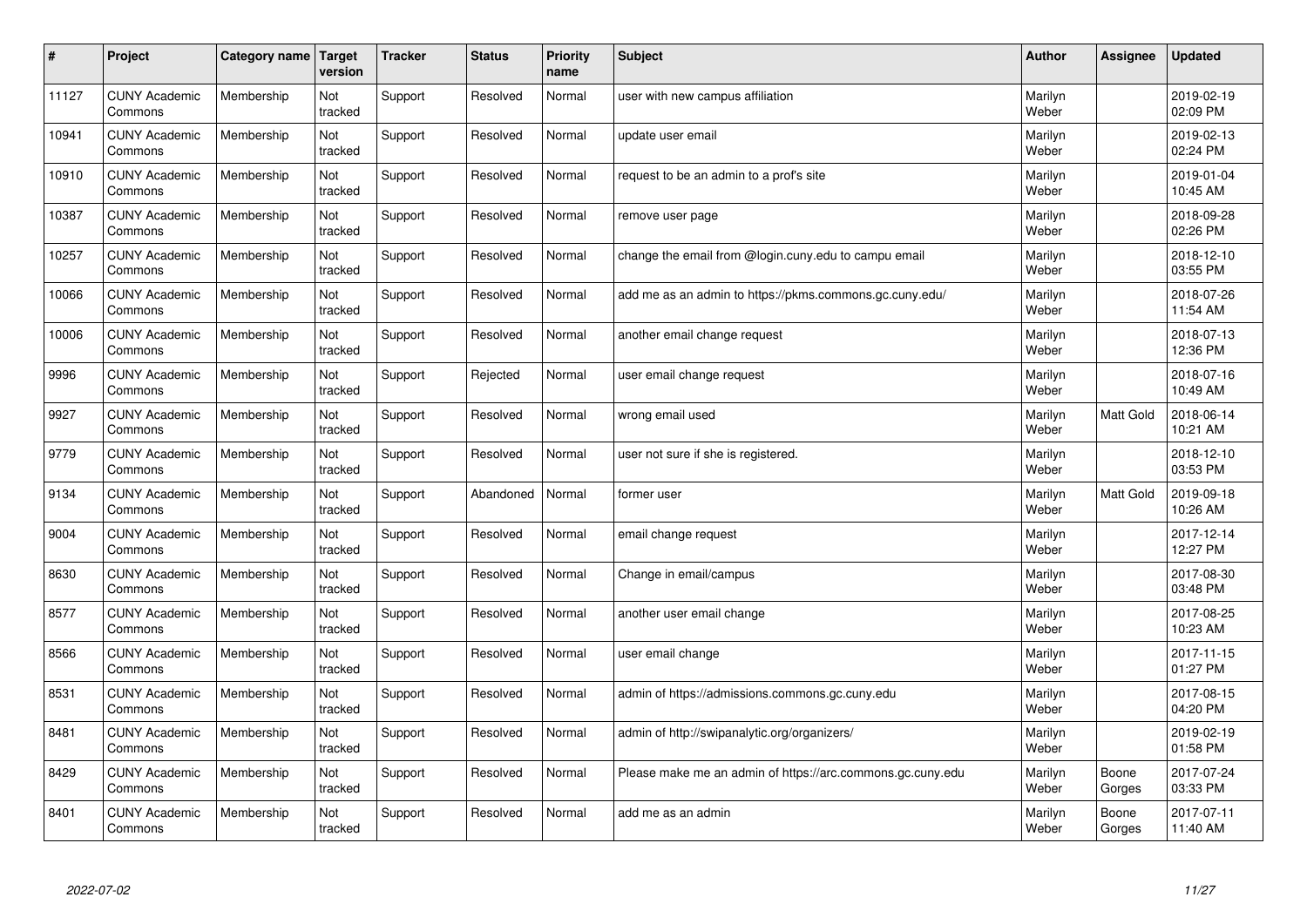| # | Project | Category name | Target version | Tracker | Status | Priority name | Subject | Author | Assignee | Updated |
|---|---|---|---|---|---|---|---|---|---|---|
| 11127 | CUNY Academic Commons | Membership | Not tracked | Support | Resolved | Normal | user with new campus affiliation | Marilyn Weber | | 2019-02-19 02:09 PM |
| 10941 | CUNY Academic Commons | Membership | Not tracked | Support | Resolved | Normal | update user email | Marilyn Weber | | 2019-02-13 02:24 PM |
| 10910 | CUNY Academic Commons | Membership | Not tracked | Support | Resolved | Normal | request to be an admin to a prof's site | Marilyn Weber | | 2019-01-04 10:45 AM |
| 10387 | CUNY Academic Commons | Membership | Not tracked | Support | Resolved | Normal | remove user page | Marilyn Weber | | 2018-09-28 02:26 PM |
| 10257 | CUNY Academic Commons | Membership | Not tracked | Support | Resolved | Normal | change the email from @login.cuny.edu to campu email | Marilyn Weber | | 2018-12-10 03:55 PM |
| 10066 | CUNY Academic Commons | Membership | Not tracked | Support | Resolved | Normal | add me as an admin to https://pkms.commons.gc.cuny.edu/ | Marilyn Weber | | 2018-07-26 11:54 AM |
| 10006 | CUNY Academic Commons | Membership | Not tracked | Support | Resolved | Normal | another email change request | Marilyn Weber | | 2018-07-13 12:36 PM |
| 9996 | CUNY Academic Commons | Membership | Not tracked | Support | Rejected | Normal | user email change request | Marilyn Weber | | 2018-07-16 10:49 AM |
| 9927 | CUNY Academic Commons | Membership | Not tracked | Support | Resolved | Normal | wrong email used | Marilyn Weber | Matt Gold | 2018-06-14 10:21 AM |
| 9779 | CUNY Academic Commons | Membership | Not tracked | Support | Resolved | Normal | user not sure if she is registered. | Marilyn Weber | | 2018-12-10 03:53 PM |
| 9134 | CUNY Academic Commons | Membership | Not tracked | Support | Abandoned | Normal | former user | Marilyn Weber | Matt Gold | 2019-09-18 10:26 AM |
| 9004 | CUNY Academic Commons | Membership | Not tracked | Support | Resolved | Normal | email change request | Marilyn Weber | | 2017-12-14 12:27 PM |
| 8630 | CUNY Academic Commons | Membership | Not tracked | Support | Resolved | Normal | Change in email/campus | Marilyn Weber | | 2017-08-30 03:48 PM |
| 8577 | CUNY Academic Commons | Membership | Not tracked | Support | Resolved | Normal | another user email change | Marilyn Weber | | 2017-08-25 10:23 AM |
| 8566 | CUNY Academic Commons | Membership | Not tracked | Support | Resolved | Normal | user email change | Marilyn Weber | | 2017-11-15 01:27 PM |
| 8531 | CUNY Academic Commons | Membership | Not tracked | Support | Resolved | Normal | admin of https://admissions.commons.gc.cuny.edu | Marilyn Weber | | 2017-08-15 04:20 PM |
| 8481 | CUNY Academic Commons | Membership | Not tracked | Support | Resolved | Normal | admin of http://swipanalytic.org/organizers/ | Marilyn Weber | | 2019-02-19 01:58 PM |
| 8429 | CUNY Academic Commons | Membership | Not tracked | Support | Resolved | Normal | Please make me an admin of https://arc.commons.gc.cuny.edu | Marilyn Weber | Boone Gorges | 2017-07-24 03:33 PM |
| 8401 | CUNY Academic Commons | Membership | Not tracked | Support | Resolved | Normal | add me as an admin | Marilyn Weber | Boone Gorges | 2017-07-11 11:40 AM |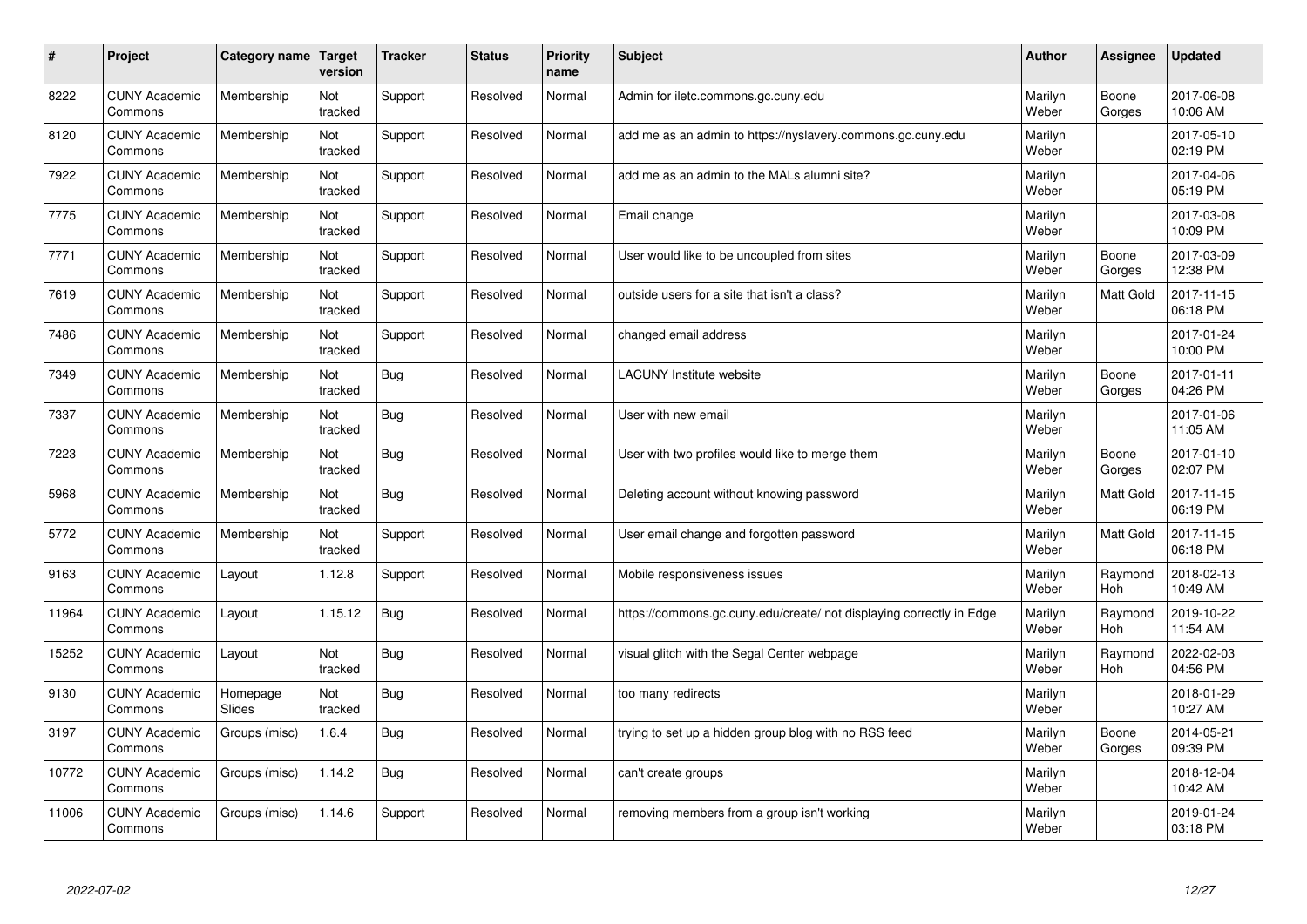| # | Project | Category name | Target version | Tracker | Status | Priority name | Subject | Author | Assignee | Updated |
|---|---|---|---|---|---|---|---|---|---|---|
| 8222 | CUNY Academic Commons | Membership | Not tracked | Support | Resolved | Normal | Admin for iletc.commons.gc.cuny.edu | Marilyn Weber | Boone Gorges | 2017-06-08 10:06 AM |
| 8120 | CUNY Academic Commons | Membership | Not tracked | Support | Resolved | Normal | add me as an admin to https://nyslavery.commons.gc.cuny.edu | Marilyn Weber | | 2017-05-10 02:19 PM |
| 7922 | CUNY Academic Commons | Membership | Not tracked | Support | Resolved | Normal | add me as an admin to the MALs alumni site? | Marilyn Weber | | 2017-04-06 05:19 PM |
| 7775 | CUNY Academic Commons | Membership | Not tracked | Support | Resolved | Normal | Email change | Marilyn Weber | | 2017-03-08 10:09 PM |
| 7771 | CUNY Academic Commons | Membership | Not tracked | Support | Resolved | Normal | User would like to be uncoupled from sites | Marilyn Weber | Boone Gorges | 2017-03-09 12:38 PM |
| 7619 | CUNY Academic Commons | Membership | Not tracked | Support | Resolved | Normal | outside users for a site that isn't a class? | Marilyn Weber | Matt Gold | 2017-11-15 06:18 PM |
| 7486 | CUNY Academic Commons | Membership | Not tracked | Support | Resolved | Normal | changed email address | Marilyn Weber | | 2017-01-24 10:00 PM |
| 7349 | CUNY Academic Commons | Membership | Not tracked | Bug | Resolved | Normal | LACUNY Institute website | Marilyn Weber | Boone Gorges | 2017-01-11 04:26 PM |
| 7337 | CUNY Academic Commons | Membership | Not tracked | Bug | Resolved | Normal | User with new email | Marilyn Weber | | 2017-01-06 11:05 AM |
| 7223 | CUNY Academic Commons | Membership | Not tracked | Bug | Resolved | Normal | User with two profiles would like to merge them | Marilyn Weber | Boone Gorges | 2017-01-10 02:07 PM |
| 5968 | CUNY Academic Commons | Membership | Not tracked | Bug | Resolved | Normal | Deleting account without knowing password | Marilyn Weber | Matt Gold | 2017-11-15 06:19 PM |
| 5772 | CUNY Academic Commons | Membership | Not tracked | Support | Resolved | Normal | User email change and forgotten password | Marilyn Weber | Matt Gold | 2017-11-15 06:18 PM |
| 9163 | CUNY Academic Commons | Layout | 1.12.8 | Support | Resolved | Normal | Mobile responsiveness issues | Marilyn Weber | Raymond Hoh | 2018-02-13 10:49 AM |
| 11964 | CUNY Academic Commons | Layout | 1.15.12 | Bug | Resolved | Normal | https://commons.gc.cuny.edu/create/ not displaying correctly in Edge | Marilyn Weber | Raymond Hoh | 2019-10-22 11:54 AM |
| 15252 | CUNY Academic Commons | Layout | Not tracked | Bug | Resolved | Normal | visual glitch with the Segal Center webpage | Marilyn Weber | Raymond Hoh | 2022-02-03 04:56 PM |
| 9130 | CUNY Academic Commons | Homepage Slides | Not tracked | Bug | Resolved | Normal | too many redirects | Marilyn Weber | | 2018-01-29 10:27 AM |
| 3197 | CUNY Academic Commons | Groups (misc) | 1.6.4 | Bug | Resolved | Normal | trying to set up a hidden group blog with no RSS feed | Marilyn Weber | Boone Gorges | 2014-05-21 09:39 PM |
| 10772 | CUNY Academic Commons | Groups (misc) | 1.14.2 | Bug | Resolved | Normal | can't create groups | Marilyn Weber | | 2018-12-04 10:42 AM |
| 11006 | CUNY Academic Commons | Groups (misc) | 1.14.6 | Support | Resolved | Normal | removing members from a group isn't working | Marilyn Weber | | 2019-01-24 03:18 PM |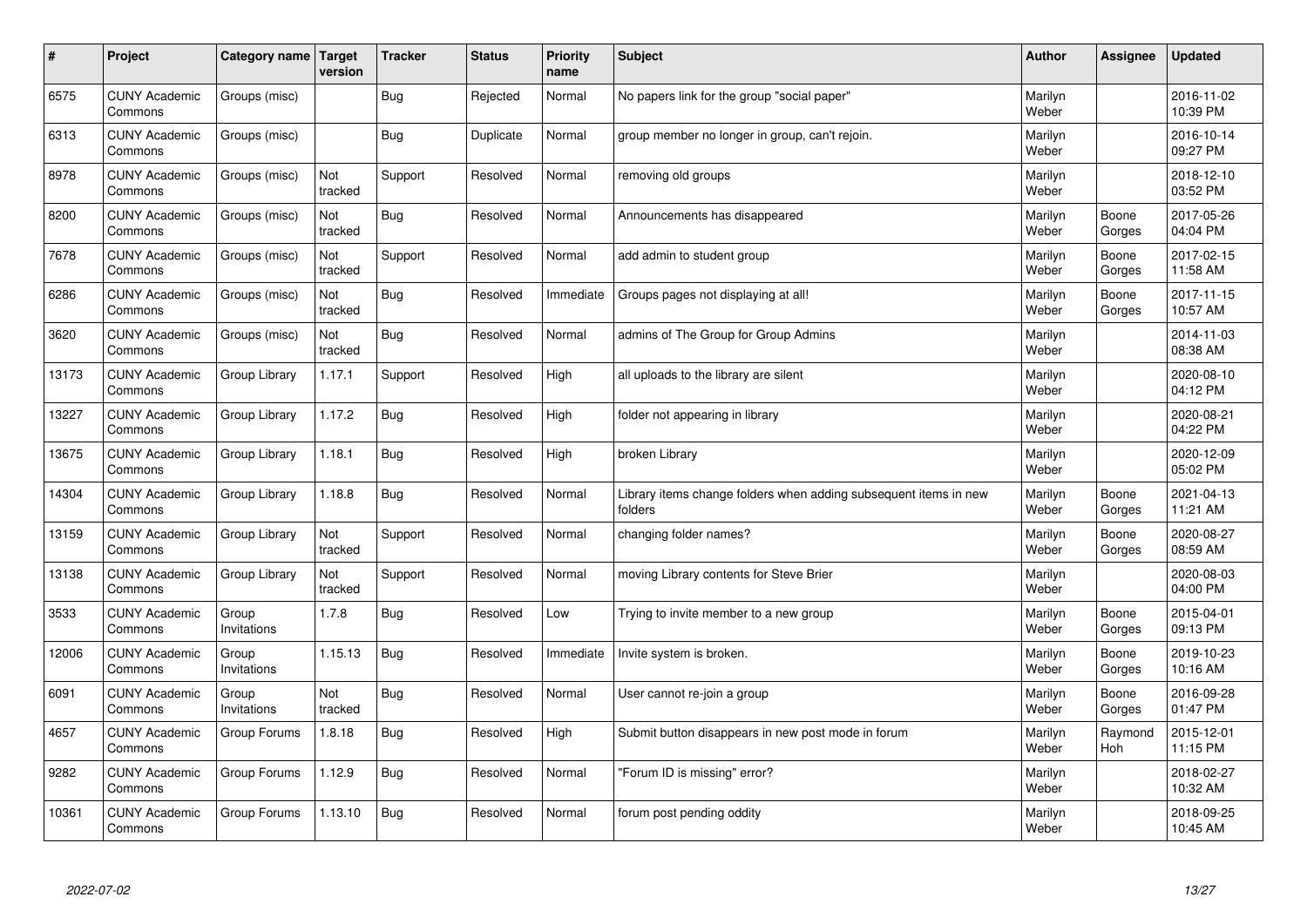| # | Project | Category name | Target version | Tracker | Status | Priority name | Subject | Author | Assignee | Updated |
|---|---|---|---|---|---|---|---|---|---|---|
| 6575 | CUNY Academic Commons | Groups (misc) | | Bug | Rejected | Normal | No papers link for the group "social paper" | Marilyn Weber | | 2016-11-02 10:39 PM |
| 6313 | CUNY Academic Commons | Groups (misc) | | Bug | Duplicate | Normal | group member no longer in group, can't rejoin. | Marilyn Weber | | 2016-10-14 09:27 PM |
| 8978 | CUNY Academic Commons | Groups (misc) | Not tracked | Support | Resolved | Normal | removing old groups | Marilyn Weber | | 2018-12-10 03:52 PM |
| 8200 | CUNY Academic Commons | Groups (misc) | Not tracked | Bug | Resolved | Normal | Announcements has disappeared | Marilyn Weber | Boone Gorges | 2017-05-26 04:04 PM |
| 7678 | CUNY Academic Commons | Groups (misc) | Not tracked | Support | Resolved | Normal | add admin to student group | Marilyn Weber | Boone Gorges | 2017-02-15 11:58 AM |
| 6286 | CUNY Academic Commons | Groups (misc) | Not tracked | Bug | Resolved | Immediate | Groups pages not displaying at all! | Marilyn Weber | Boone Gorges | 2017-11-15 10:57 AM |
| 3620 | CUNY Academic Commons | Groups (misc) | Not tracked | Bug | Resolved | Normal | admins of The Group for Group Admins | Marilyn Weber | | 2014-11-03 08:38 AM |
| 13173 | CUNY Academic Commons | Group Library | 1.17.1 | Support | Resolved | High | all uploads to the library are silent | Marilyn Weber | | 2020-08-10 04:12 PM |
| 13227 | CUNY Academic Commons | Group Library | 1.17.2 | Bug | Resolved | High | folder not appearing in library | Marilyn Weber | | 2020-08-21 04:22 PM |
| 13675 | CUNY Academic Commons | Group Library | 1.18.1 | Bug | Resolved | High | broken Library | Marilyn Weber | | 2020-12-09 05:02 PM |
| 14304 | CUNY Academic Commons | Group Library | 1.18.8 | Bug | Resolved | Normal | Library items change folders when adding subsequent items in new folders | Marilyn Weber | Boone Gorges | 2021-04-13 11:21 AM |
| 13159 | CUNY Academic Commons | Group Library | Not tracked | Support | Resolved | Normal | changing folder names? | Marilyn Weber | Boone Gorges | 2020-08-27 08:59 AM |
| 13138 | CUNY Academic Commons | Group Library | Not tracked | Support | Resolved | Normal | moving Library contents for Steve Brier | Marilyn Weber | | 2020-08-03 04:00 PM |
| 3533 | CUNY Academic Commons | Group Invitations | 1.7.8 | Bug | Resolved | Low | Trying to invite member to a new group | Marilyn Weber | Boone Gorges | 2015-04-01 09:13 PM |
| 12006 | CUNY Academic Commons | Group Invitations | 1.15.13 | Bug | Resolved | Immediate | Invite system is broken. | Marilyn Weber | Boone Gorges | 2019-10-23 10:16 AM |
| 6091 | CUNY Academic Commons | Group Invitations | Not tracked | Bug | Resolved | Normal | User cannot re-join a group | Marilyn Weber | Boone Gorges | 2016-09-28 01:47 PM |
| 4657 | CUNY Academic Commons | Group Forums | 1.8.18 | Bug | Resolved | High | Submit button disappears in new post mode in forum | Marilyn Weber | Raymond Hoh | 2015-12-01 11:15 PM |
| 9282 | CUNY Academic Commons | Group Forums | 1.12.9 | Bug | Resolved | Normal | "Forum ID is missing" error? | Marilyn Weber | | 2018-02-27 10:32 AM |
| 10361 | CUNY Academic Commons | Group Forums | 1.13.10 | Bug | Resolved | Normal | forum post pending oddity | Marilyn Weber | | 2018-09-25 10:45 AM |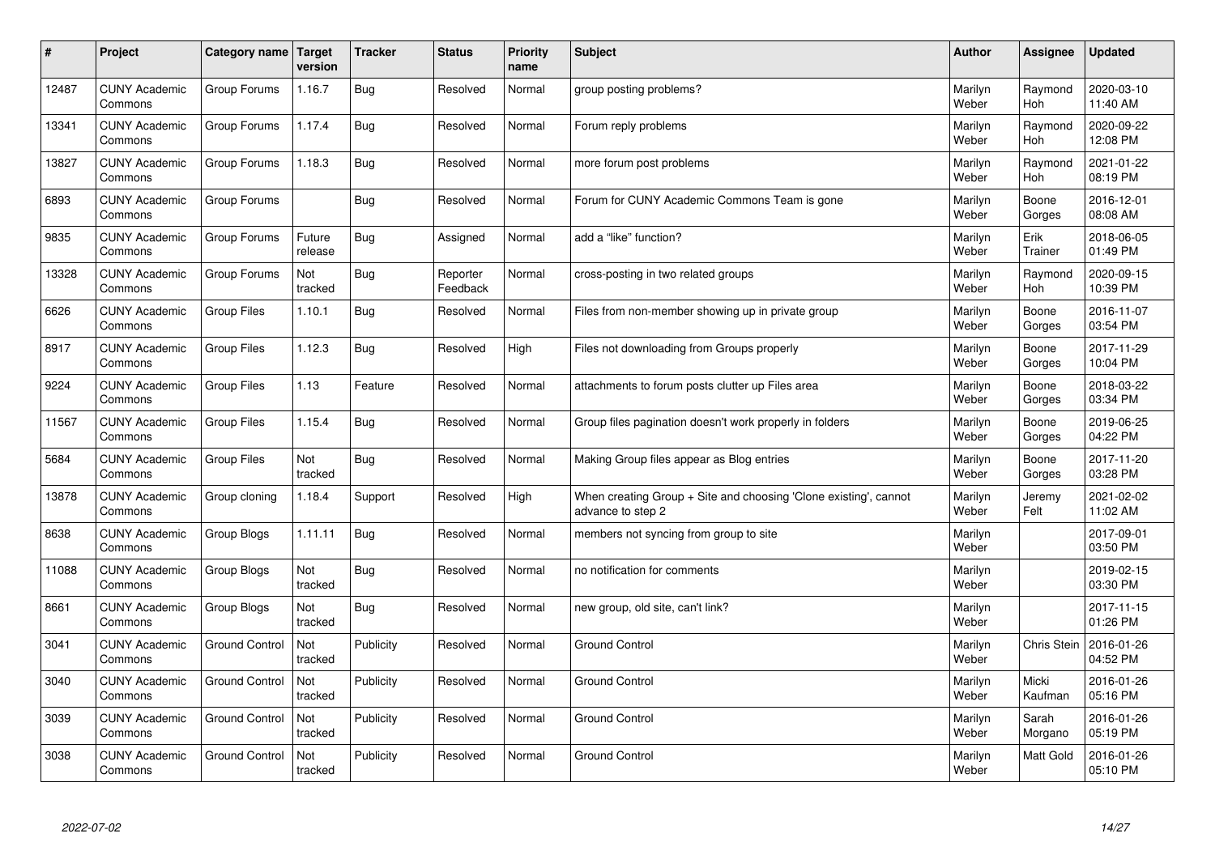| # | Project | Category name | Target version | Tracker | Status | Priority name | Subject | Author | Assignee | Updated |
|---|---|---|---|---|---|---|---|---|---|---|
| 12487 | CUNY Academic Commons | Group Forums | 1.16.7 | Bug | Resolved | Normal | group posting problems? | Marilyn Weber | Raymond Hoh | 2020-03-10 11:40 AM |
| 13341 | CUNY Academic Commons | Group Forums | 1.17.4 | Bug | Resolved | Normal | Forum reply problems | Marilyn Weber | Raymond Hoh | 2020-09-22 12:08 PM |
| 13827 | CUNY Academic Commons | Group Forums | 1.18.3 | Bug | Resolved | Normal | more forum post problems | Marilyn Weber | Raymond Hoh | 2021-01-22 08:19 PM |
| 6893 | CUNY Academic Commons | Group Forums | | Bug | Resolved | Normal | Forum for CUNY Academic Commons Team is gone | Marilyn Weber | Boone Gorges | 2016-12-01 08:08 AM |
| 9835 | CUNY Academic Commons | Group Forums | Future release | Bug | Assigned | Normal | add a "like" function? | Marilyn Weber | Erik Trainer | 2018-06-05 01:49 PM |
| 13328 | CUNY Academic Commons | Group Forums | Not tracked | Bug | Reporter Feedback | Normal | cross-posting in two related groups | Marilyn Weber | Raymond Hoh | 2020-09-15 10:39 PM |
| 6626 | CUNY Academic Commons | Group Files | 1.10.1 | Bug | Resolved | Normal | Files from non-member showing up in private group | Marilyn Weber | Boone Gorges | 2016-11-07 03:54 PM |
| 8917 | CUNY Academic Commons | Group Files | 1.12.3 | Bug | Resolved | High | Files not downloading from Groups properly | Marilyn Weber | Boone Gorges | 2017-11-29 10:04 PM |
| 9224 | CUNY Academic Commons | Group Files | 1.13 | Feature | Resolved | Normal | attachments to forum posts clutter up Files area | Marilyn Weber | Boone Gorges | 2018-03-22 03:34 PM |
| 11567 | CUNY Academic Commons | Group Files | 1.15.4 | Bug | Resolved | Normal | Group files pagination doesn't work properly in folders | Marilyn Weber | Boone Gorges | 2019-06-25 04:22 PM |
| 5684 | CUNY Academic Commons | Group Files | Not tracked | Bug | Resolved | Normal | Making Group files appear as Blog entries | Marilyn Weber | Boone Gorges | 2017-11-20 03:28 PM |
| 13878 | CUNY Academic Commons | Group cloning | 1.18.4 | Support | Resolved | High | When creating Group + Site and choosing 'Clone existing', cannot advance to step 2 | Marilyn Weber | Jeremy Felt | 2021-02-02 11:02 AM |
| 8638 | CUNY Academic Commons | Group Blogs | 1.11.11 | Bug | Resolved | Normal | members not syncing from group to site | Marilyn Weber | | 2017-09-01 03:50 PM |
| 11088 | CUNY Academic Commons | Group Blogs | Not tracked | Bug | Resolved | Normal | no notification for comments | Marilyn Weber | | 2019-02-15 03:30 PM |
| 8661 | CUNY Academic Commons | Group Blogs | Not tracked | Bug | Resolved | Normal | new group, old site, can't link? | Marilyn Weber | | 2017-11-15 01:26 PM |
| 3041 | CUNY Academic Commons | Ground Control | Not tracked | Publicity | Resolved | Normal | Ground Control | Marilyn Weber | Chris Stein | 2016-01-26 04:52 PM |
| 3040 | CUNY Academic Commons | Ground Control | Not tracked | Publicity | Resolved | Normal | Ground Control | Marilyn Weber | Micki Kaufman | 2016-01-26 05:16 PM |
| 3039 | CUNY Academic Commons | Ground Control | Not tracked | Publicity | Resolved | Normal | Ground Control | Marilyn Weber | Sarah Morgano | 2016-01-26 05:19 PM |
| 3038 | CUNY Academic Commons | Ground Control | Not tracked | Publicity | Resolved | Normal | Ground Control | Marilyn Weber | Matt Gold | 2016-01-26 05:10 PM |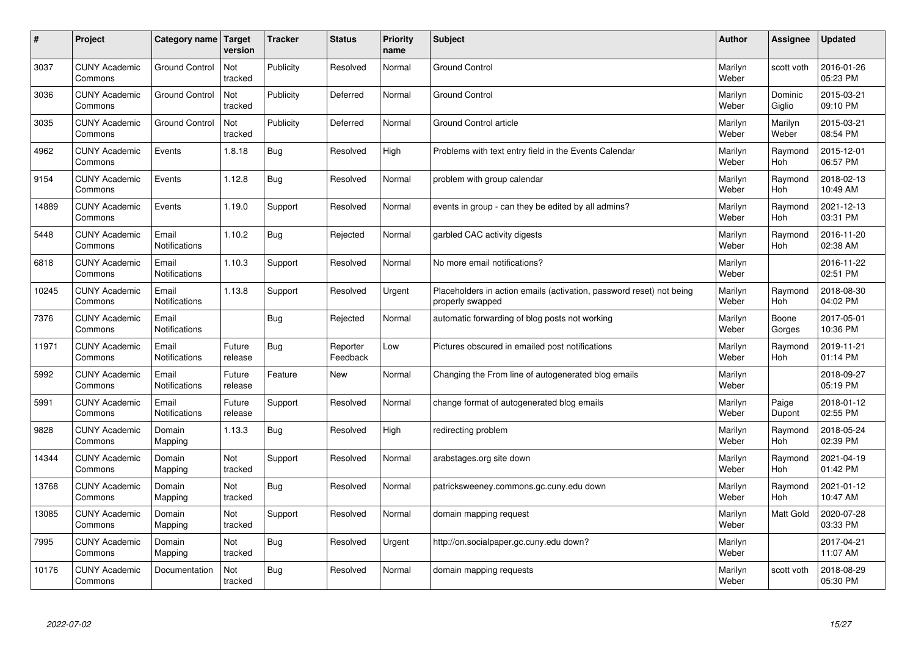| # | Project | Category name | Target version | Tracker | Status | Priority name | Subject | Author | Assignee | Updated |
|---|---|---|---|---|---|---|---|---|---|---|
| 3037 | CUNY Academic Commons | Ground Control | Not tracked | Publicity | Resolved | Normal | Ground Control | Marilyn Weber | scott voth | 2016-01-26 05:23 PM |
| 3036 | CUNY Academic Commons | Ground Control | Not tracked | Publicity | Deferred | Normal | Ground Control | Marilyn Weber | Dominic Giglio | 2015-03-21 09:10 PM |
| 3035 | CUNY Academic Commons | Ground Control | Not tracked | Publicity | Deferred | Normal | Ground Control article | Marilyn Weber | Marilyn Weber | 2015-03-21 08:54 PM |
| 4962 | CUNY Academic Commons | Events | 1.8.18 | Bug | Resolved | High | Problems with text entry field in the Events Calendar | Marilyn Weber | Raymond Hoh | 2015-12-01 06:57 PM |
| 9154 | CUNY Academic Commons | Events | 1.12.8 | Bug | Resolved | Normal | problem with group calendar | Marilyn Weber | Raymond Hoh | 2018-02-13 10:49 AM |
| 14889 | CUNY Academic Commons | Events | 1.19.0 | Support | Resolved | Normal | events in group - can they be edited by all admins? | Marilyn Weber | Raymond Hoh | 2021-12-13 03:31 PM |
| 5448 | CUNY Academic Commons | Email Notifications | 1.10.2 | Bug | Rejected | Normal | garbled CAC activity digests | Marilyn Weber | Raymond Hoh | 2016-11-20 02:38 AM |
| 6818 | CUNY Academic Commons | Email Notifications | 1.10.3 | Support | Resolved | Normal | No more email notifications? | Marilyn Weber | | 2016-11-22 02:51 PM |
| 10245 | CUNY Academic Commons | Email Notifications | 1.13.8 | Support | Resolved | Urgent | Placeholders in action emails (activation, password reset) not being properly swapped | Marilyn Weber | Raymond Hoh | 2018-08-30 04:02 PM |
| 7376 | CUNY Academic Commons | Email Notifications | | Bug | Rejected | Normal | automatic forwarding of blog posts not working | Marilyn Weber | Boone Gorges | 2017-05-01 10:36 PM |
| 11971 | CUNY Academic Commons | Email Notifications | Future release | Bug | Reporter Feedback | Low | Pictures obscured in emailed post notifications | Marilyn Weber | Raymond Hoh | 2019-11-21 01:14 PM |
| 5992 | CUNY Academic Commons | Email Notifications | Future release | Feature | New | Normal | Changing the From line of autogenerated blog emails | Marilyn Weber | | 2018-09-27 05:19 PM |
| 5991 | CUNY Academic Commons | Email Notifications | Future release | Support | Resolved | Normal | change format of autogenerated blog emails | Marilyn Weber | Paige Dupont | 2018-01-12 02:55 PM |
| 9828 | CUNY Academic Commons | Domain Mapping | 1.13.3 | Bug | Resolved | High | redirecting problem | Marilyn Weber | Raymond Hoh | 2018-05-24 02:39 PM |
| 14344 | CUNY Academic Commons | Domain Mapping | Not tracked | Support | Resolved | Normal | arabstages.org site down | Marilyn Weber | Raymond Hoh | 2021-04-19 01:42 PM |
| 13768 | CUNY Academic Commons | Domain Mapping | Not tracked | Bug | Resolved | Normal | patricksweeney.commons.gc.cuny.edu down | Marilyn Weber | Raymond Hoh | 2021-01-12 10:47 AM |
| 13085 | CUNY Academic Commons | Domain Mapping | Not tracked | Support | Resolved | Normal | domain mapping request | Marilyn Weber | Matt Gold | 2020-07-28 03:33 PM |
| 7995 | CUNY Academic Commons | Domain Mapping | Not tracked | Bug | Resolved | Urgent | http://on.socialpaper.gc.cuny.edu down? | Marilyn Weber | | 2017-04-21 11:07 AM |
| 10176 | CUNY Academic Commons | Documentation | Not tracked | Bug | Resolved | Normal | domain mapping requests | Marilyn Weber | scott voth | 2018-08-29 05:30 PM |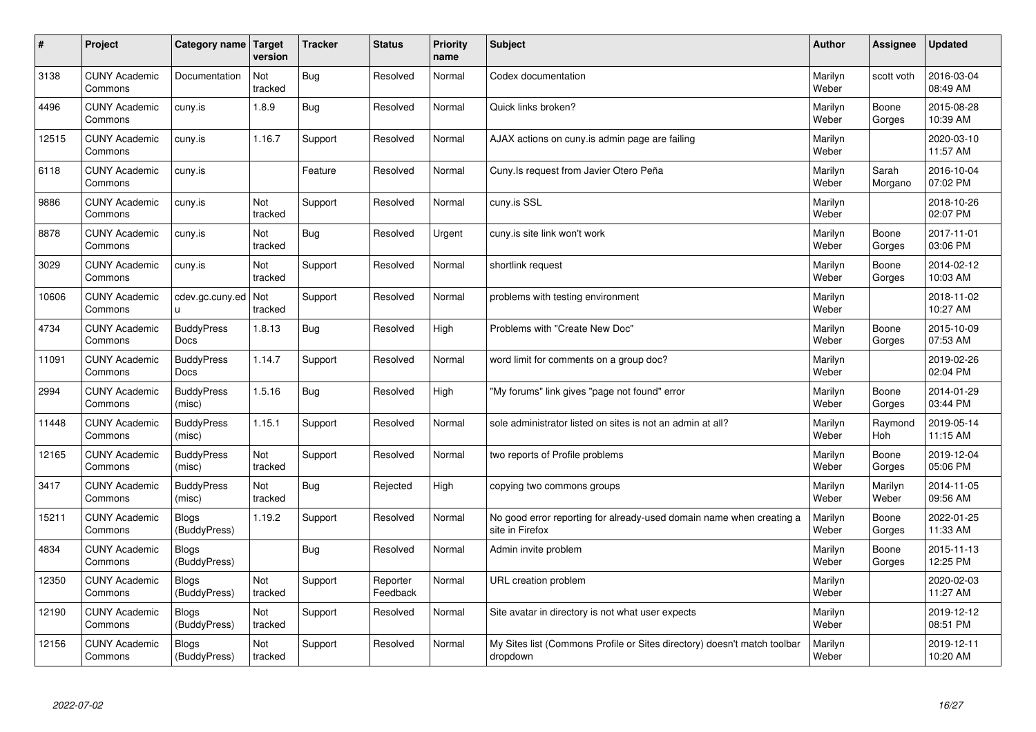| # | Project | Category name | Target version | Tracker | Status | Priority name | Subject | Author | Assignee | Updated |
|---|---|---|---|---|---|---|---|---|---|---|
| 3138 | CUNY Academic Commons | Documentation | Not tracked | Bug | Resolved | Normal | Codex documentation | Marilyn Weber | scott voth | 2016-03-04 08:49 AM |
| 4496 | CUNY Academic Commons | cuny.is | 1.8.9 | Bug | Resolved | Normal | Quick links broken? | Marilyn Weber | Boone Gorges | 2015-08-28 10:39 AM |
| 12515 | CUNY Academic Commons | cuny.is | 1.16.7 | Support | Resolved | Normal | AJAX actions on cuny.is admin page are failing | Marilyn Weber | | 2020-03-10 11:57 AM |
| 6118 | CUNY Academic Commons | cuny.is | | Feature | Resolved | Normal | Cuny.Is request from Javier Otero Peña | Marilyn Weber | Sarah Morgano | 2016-10-04 07:02 PM |
| 9886 | CUNY Academic Commons | cuny.is | Not tracked | Support | Resolved | Normal | cuny.is SSL | Marilyn Weber | | 2018-10-26 02:07 PM |
| 8878 | CUNY Academic Commons | cuny.is | Not tracked | Bug | Resolved | Urgent | cuny.is site link won't work | Marilyn Weber | Boone Gorges | 2017-11-01 03:06 PM |
| 3029 | CUNY Academic Commons | cuny.is | Not tracked | Support | Resolved | Normal | shortlink request | Marilyn Weber | Boone Gorges | 2014-02-12 10:03 AM |
| 10606 | CUNY Academic Commons | cdev.gc.cuny.edu | Not tracked | Support | Resolved | Normal | problems with testing environment | Marilyn Weber | | 2018-11-02 10:27 AM |
| 4734 | CUNY Academic Commons | BuddyPress Docs | 1.8.13 | Bug | Resolved | High | Problems with "Create New Doc" | Marilyn Weber | Boone Gorges | 2015-10-09 07:53 AM |
| 11091 | CUNY Academic Commons | BuddyPress Docs | 1.14.7 | Support | Resolved | Normal | word limit for comments on a group doc? | Marilyn Weber | | 2019-02-26 02:04 PM |
| 2994 | CUNY Academic Commons | BuddyPress (misc) | 1.5.16 | Bug | Resolved | High | "My forums" link gives "page not found" error | Marilyn Weber | Boone Gorges | 2014-01-29 03:44 PM |
| 11448 | CUNY Academic Commons | BuddyPress (misc) | 1.15.1 | Support | Resolved | Normal | sole administrator listed on sites is not an admin at all? | Marilyn Weber | Raymond Hoh | 2019-05-14 11:15 AM |
| 12165 | CUNY Academic Commons | BuddyPress (misc) | Not tracked | Support | Resolved | Normal | two reports of Profile problems | Marilyn Weber | Boone Gorges | 2019-12-04 05:06 PM |
| 3417 | CUNY Academic Commons | BuddyPress (misc) | Not tracked | Bug | Rejected | High | copying two commons groups | Marilyn Weber | Marilyn Weber | 2014-11-05 09:56 AM |
| 15211 | CUNY Academic Commons | Blogs (BuddyPress) | 1.19.2 | Support | Resolved | Normal | No good error reporting for already-used domain name when creating a site in Firefox | Marilyn Weber | Boone Gorges | 2022-01-25 11:33 AM |
| 4834 | CUNY Academic Commons | Blogs (BuddyPress) | | Bug | Resolved | Normal | Admin invite problem | Marilyn Weber | Boone Gorges | 2015-11-13 12:25 PM |
| 12350 | CUNY Academic Commons | Blogs (BuddyPress) | Not tracked | Support | Reporter Feedback | Normal | URL creation problem | Marilyn Weber | | 2020-02-03 11:27 AM |
| 12190 | CUNY Academic Commons | Blogs (BuddyPress) | Not tracked | Support | Resolved | Normal | Site avatar in directory is not what user expects | Marilyn Weber | | 2019-12-12 08:51 PM |
| 12156 | CUNY Academic Commons | Blogs (BuddyPress) | Not tracked | Support | Resolved | Normal | My Sites list (Commons Profile or Sites directory) doesn't match toolbar dropdown | Marilyn Weber | | 2019-12-11 10:20 AM |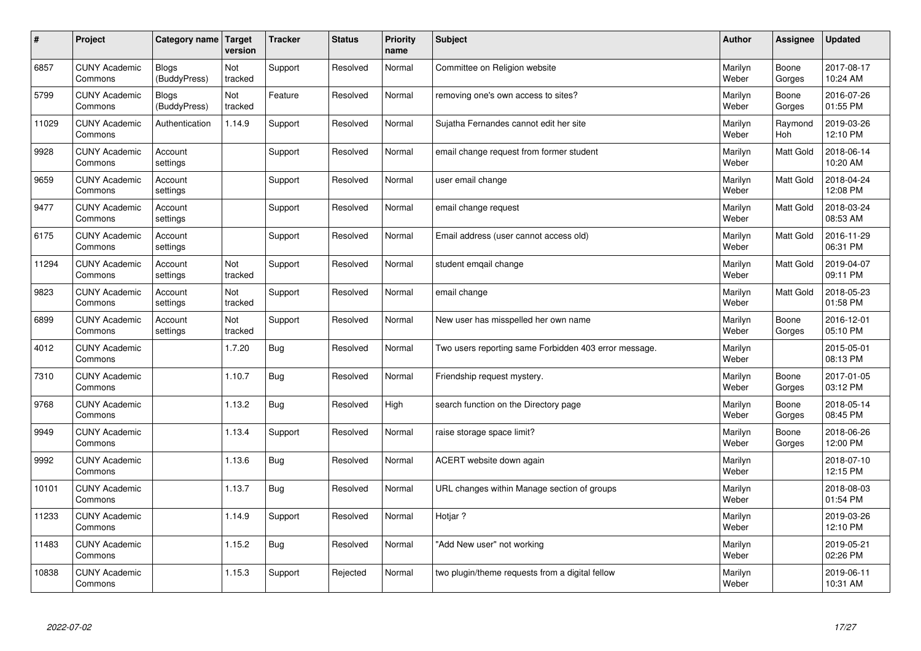| # | Project | Category name | Target version | Tracker | Status | Priority name | Subject | Author | Assignee | Updated |
|---|---|---|---|---|---|---|---|---|---|---|
| 6857 | CUNY Academic Commons | Blogs (BuddyPress) | Not tracked | Support | Resolved | Normal | Committee on Religion website | Marilyn Weber | Boone Gorges | 2017-08-17 10:24 AM |
| 5799 | CUNY Academic Commons | Blogs (BuddyPress) | Not tracked | Feature | Resolved | Normal | removing one's own access to sites? | Marilyn Weber | Boone Gorges | 2016-07-26 01:55 PM |
| 11029 | CUNY Academic Commons | Authentication | 1.14.9 | Support | Resolved | Normal | Sujatha Fernandes cannot edit her site | Marilyn Weber | Raymond Hoh | 2019-03-26 12:10 PM |
| 9928 | CUNY Academic Commons | Account settings | | Support | Resolved | Normal | email change request from former student | Marilyn Weber | Matt Gold | 2018-06-14 10:20 AM |
| 9659 | CUNY Academic Commons | Account settings | | Support | Resolved | Normal | user email change | Marilyn Weber | Matt Gold | 2018-04-24 12:08 PM |
| 9477 | CUNY Academic Commons | Account settings | | Support | Resolved | Normal | email change request | Marilyn Weber | Matt Gold | 2018-03-24 08:53 AM |
| 6175 | CUNY Academic Commons | Account settings | | Support | Resolved | Normal | Email address (user cannot access old) | Marilyn Weber | Matt Gold | 2016-11-29 06:31 PM |
| 11294 | CUNY Academic Commons | Account settings | Not tracked | Support | Resolved | Normal | student emqail change | Marilyn Weber | Matt Gold | 2019-04-07 09:11 PM |
| 9823 | CUNY Academic Commons | Account settings | Not tracked | Support | Resolved | Normal | email change | Marilyn Weber | Matt Gold | 2018-05-23 01:58 PM |
| 6899 | CUNY Academic Commons | Account settings | Not tracked | Support | Resolved | Normal | New user has misspelled her own name | Marilyn Weber | Boone Gorges | 2016-12-01 05:10 PM |
| 4012 | CUNY Academic Commons | | 1.7.20 | Bug | Resolved | Normal | Two users reporting same Forbidden 403 error message. | Marilyn Weber | | 2015-05-01 08:13 PM |
| 7310 | CUNY Academic Commons | | 1.10.7 | Bug | Resolved | Normal | Friendship request mystery. | Marilyn Weber | Boone Gorges | 2017-01-05 03:12 PM |
| 9768 | CUNY Academic Commons | | 1.13.2 | Bug | Resolved | High | search function on the Directory page | Marilyn Weber | Boone Gorges | 2018-05-14 08:45 PM |
| 9949 | CUNY Academic Commons | | 1.13.4 | Support | Resolved | Normal | raise storage space limit? | Marilyn Weber | Boone Gorges | 2018-06-26 12:00 PM |
| 9992 | CUNY Academic Commons | | 1.13.6 | Bug | Resolved | Normal | ACERT website down again | Marilyn Weber | | 2018-07-10 12:15 PM |
| 10101 | CUNY Academic Commons | | 1.13.7 | Bug | Resolved | Normal | URL changes within Manage section of groups | Marilyn Weber | | 2018-08-03 01:54 PM |
| 11233 | CUNY Academic Commons | | 1.14.9 | Support | Resolved | Normal | Hotjar ? | Marilyn Weber | | 2019-03-26 12:10 PM |
| 11483 | CUNY Academic Commons | | 1.15.2 | Bug | Resolved | Normal | "Add New user" not working | Marilyn Weber | | 2019-05-21 02:26 PM |
| 10838 | CUNY Academic Commons | | 1.15.3 | Support | Rejected | Normal | two plugin/theme requests from a digital fellow | Marilyn Weber | | 2019-06-11 10:31 AM |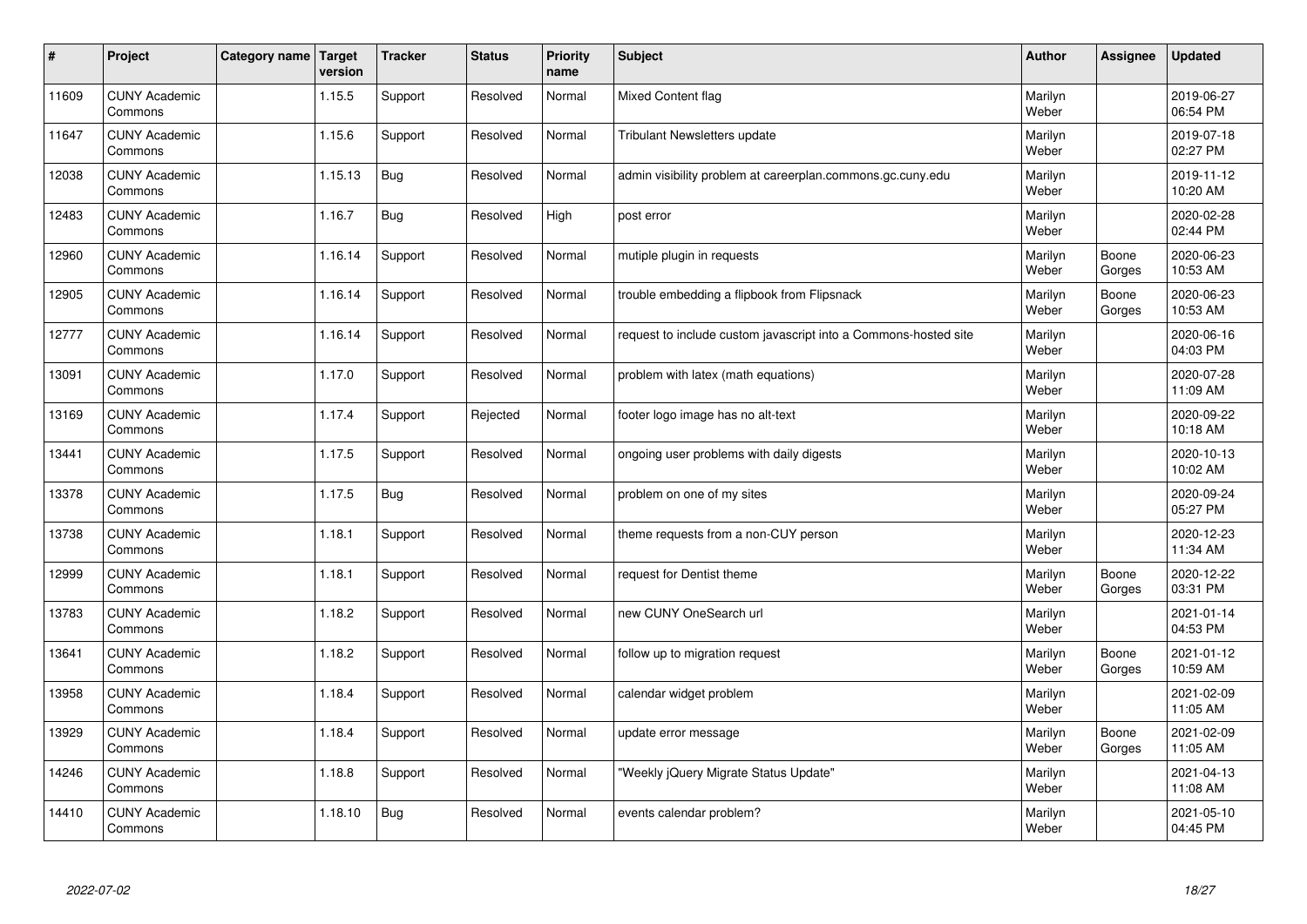| # | Project | Category name | Target version | Tracker | Status | Priority name | Subject | Author | Assignee | Updated |
|---|---|---|---|---|---|---|---|---|---|---|
| 11609 | CUNY Academic Commons | | 1.15.5 | Support | Resolved | Normal | Mixed Content flag | Marilyn Weber | | 2019-06-27 06:54 PM |
| 11647 | CUNY Academic Commons | | 1.15.6 | Support | Resolved | Normal | Tribulant Newsletters update | Marilyn Weber | | 2019-07-18 02:27 PM |
| 12038 | CUNY Academic Commons | | 1.15.13 | Bug | Resolved | Normal | admin visibility problem at careerplan.commons.gc.cuny.edu | Marilyn Weber | | 2019-11-12 10:20 AM |
| 12483 | CUNY Academic Commons | | 1.16.7 | Bug | Resolved | High | post error | Marilyn Weber | | 2020-02-28 02:44 PM |
| 12960 | CUNY Academic Commons | | 1.16.14 | Support | Resolved | Normal | mutiple plugin in requests | Marilyn Weber | Boone Gorges | 2020-06-23 10:53 AM |
| 12905 | CUNY Academic Commons | | 1.16.14 | Support | Resolved | Normal | trouble embedding a flipbook from Flipsnack | Marilyn Weber | Boone Gorges | 2020-06-23 10:53 AM |
| 12777 | CUNY Academic Commons | | 1.16.14 | Support | Resolved | Normal | request to include custom javascript into a Commons-hosted site | Marilyn Weber | | 2020-06-16 04:03 PM |
| 13091 | CUNY Academic Commons | | 1.17.0 | Support | Resolved | Normal | problem with latex (math equations) | Marilyn Weber | | 2020-07-28 11:09 AM |
| 13169 | CUNY Academic Commons | | 1.17.4 | Support | Rejected | Normal | footer logo image has no alt-text | Marilyn Weber | | 2020-09-22 10:18 AM |
| 13441 | CUNY Academic Commons | | 1.17.5 | Support | Resolved | Normal | ongoing user problems with daily digests | Marilyn Weber | | 2020-10-13 10:02 AM |
| 13378 | CUNY Academic Commons | | 1.17.5 | Bug | Resolved | Normal | problem on one of my sites | Marilyn Weber | | 2020-09-24 05:27 PM |
| 13738 | CUNY Academic Commons | | 1.18.1 | Support | Resolved | Normal | theme requests from a non-CUY person | Marilyn Weber | | 2020-12-23 11:34 AM |
| 12999 | CUNY Academic Commons | | 1.18.1 | Support | Resolved | Normal | request for Dentist theme | Marilyn Weber | Boone Gorges | 2020-12-22 03:31 PM |
| 13783 | CUNY Academic Commons | | 1.18.2 | Support | Resolved | Normal | new CUNY OneSearch url | Marilyn Weber | | 2021-01-14 04:53 PM |
| 13641 | CUNY Academic Commons | | 1.18.2 | Support | Resolved | Normal | follow up to migration request | Marilyn Weber | Boone Gorges | 2021-01-12 10:59 AM |
| 13958 | CUNY Academic Commons | | 1.18.4 | Support | Resolved | Normal | calendar widget problem | Marilyn Weber | | 2021-02-09 11:05 AM |
| 13929 | CUNY Academic Commons | | 1.18.4 | Support | Resolved | Normal | update error message | Marilyn Weber | Boone Gorges | 2021-02-09 11:05 AM |
| 14246 | CUNY Academic Commons | | 1.18.8 | Support | Resolved | Normal | "Weekly jQuery Migrate Status Update" | Marilyn Weber | | 2021-04-13 11:08 AM |
| 14410 | CUNY Academic Commons | | 1.18.10 | Bug | Resolved | Normal | events calendar problem? | Marilyn Weber | | 2021-05-10 04:45 PM |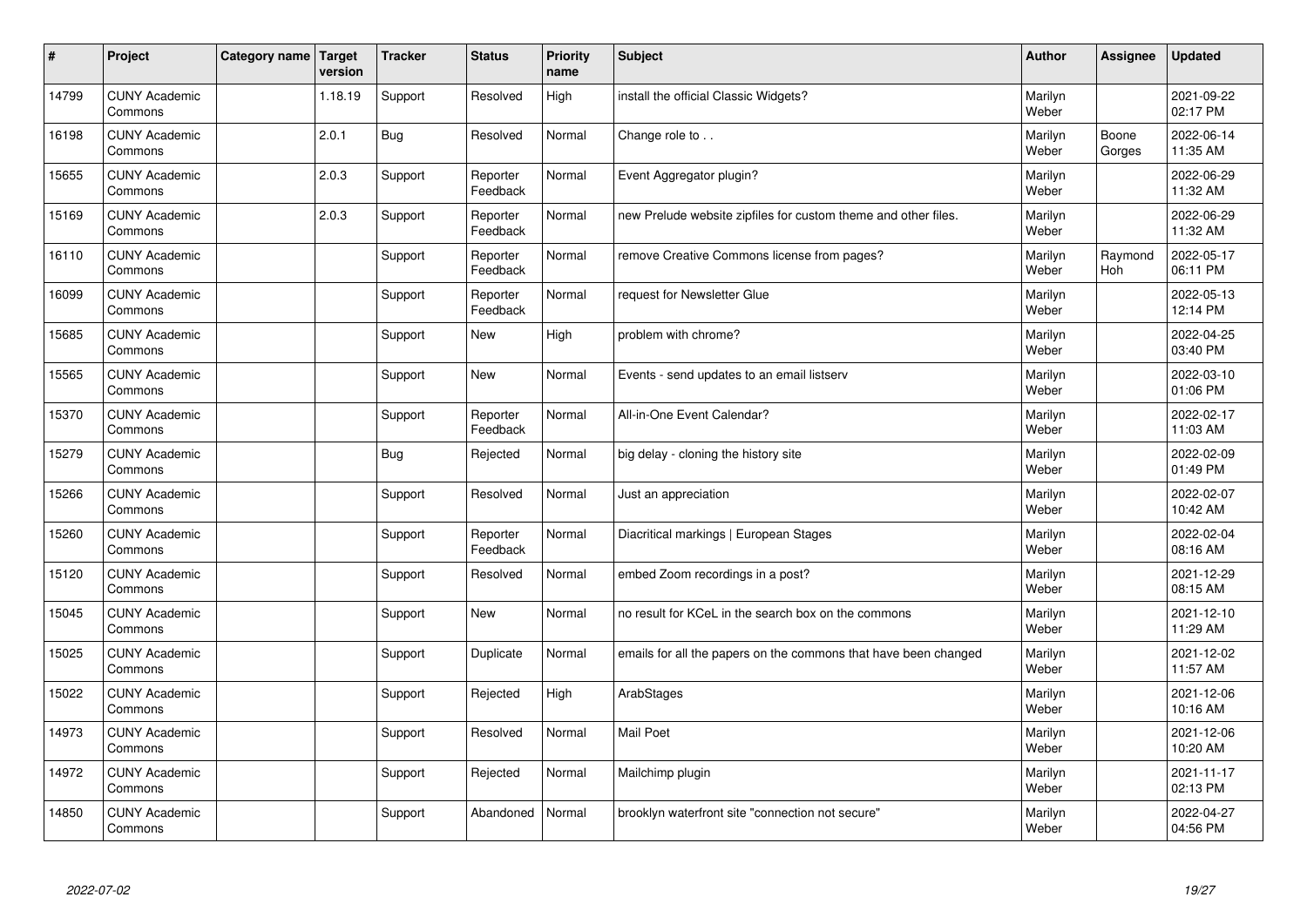| # | Project | Category name | Target version | Tracker | Status | Priority name | Subject | Author | Assignee | Updated |
|---|---|---|---|---|---|---|---|---|---|---|
| 14799 | CUNY Academic Commons | | 1.18.19 | Support | Resolved | High | install the official Classic Widgets? | Marilyn Weber | | 2021-09-22 02:17 PM |
| 16198 | CUNY Academic Commons | | 2.0.1 | Bug | Resolved | Normal | Change role to . . | Marilyn Weber | Boone Gorges | 2022-06-14 11:35 AM |
| 15655 | CUNY Academic Commons | | 2.0.3 | Support | Reporter Feedback | Normal | Event Aggregator plugin? | Marilyn Weber | | 2022-06-29 11:32 AM |
| 15169 | CUNY Academic Commons | | 2.0.3 | Support | Reporter Feedback | Normal | new Prelude website zipfiles for custom theme and other files. | Marilyn Weber | | 2022-06-29 11:32 AM |
| 16110 | CUNY Academic Commons | | | Support | Reporter Feedback | Normal | remove Creative Commons license from pages? | Marilyn Weber | Raymond Hoh | 2022-05-17 06:11 PM |
| 16099 | CUNY Academic Commons | | | Support | Reporter Feedback | Normal | request for Newsletter Glue | Marilyn Weber | | 2022-05-13 12:14 PM |
| 15685 | CUNY Academic Commons | | | Support | New | High | problem with chrome? | Marilyn Weber | | 2022-04-25 03:40 PM |
| 15565 | CUNY Academic Commons | | | Support | New | Normal | Events - send updates to an email listserv | Marilyn Weber | | 2022-03-10 01:06 PM |
| 15370 | CUNY Academic Commons | | | Support | Reporter Feedback | Normal | All-in-One Event Calendar? | Marilyn Weber | | 2022-02-17 11:03 AM |
| 15279 | CUNY Academic Commons | | | Bug | Rejected | Normal | big delay - cloning the history site | Marilyn Weber | | 2022-02-09 01:49 PM |
| 15266 | CUNY Academic Commons | | | Support | Resolved | Normal | Just an appreciation | Marilyn Weber | | 2022-02-07 10:42 AM |
| 15260 | CUNY Academic Commons | | | Support | Reporter Feedback | Normal | Diacritical markings \| European Stages | Marilyn Weber | | 2022-02-04 08:16 AM |
| 15120 | CUNY Academic Commons | | | Support | Resolved | Normal | embed Zoom recordings in a post? | Marilyn Weber | | 2021-12-29 08:15 AM |
| 15045 | CUNY Academic Commons | | | Support | New | Normal | no result for KCeL in the search box on the commons | Marilyn Weber | | 2021-12-10 11:29 AM |
| 15025 | CUNY Academic Commons | | | Support | Duplicate | Normal | emails for all the papers on the commons that have been changed | Marilyn Weber | | 2021-12-02 11:57 AM |
| 15022 | CUNY Academic Commons | | | Support | Rejected | High | ArabStages | Marilyn Weber | | 2021-12-06 10:16 AM |
| 14973 | CUNY Academic Commons | | | Support | Resolved | Normal | Mail Poet | Marilyn Weber | | 2021-12-06 10:20 AM |
| 14972 | CUNY Academic Commons | | | Support | Rejected | Normal | Mailchimp plugin | Marilyn Weber | | 2021-11-17 02:13 PM |
| 14850 | CUNY Academic Commons | | | Support | Abandoned | Normal | brooklyn waterfront site "connection not secure" | Marilyn Weber | | 2022-04-27 04:56 PM |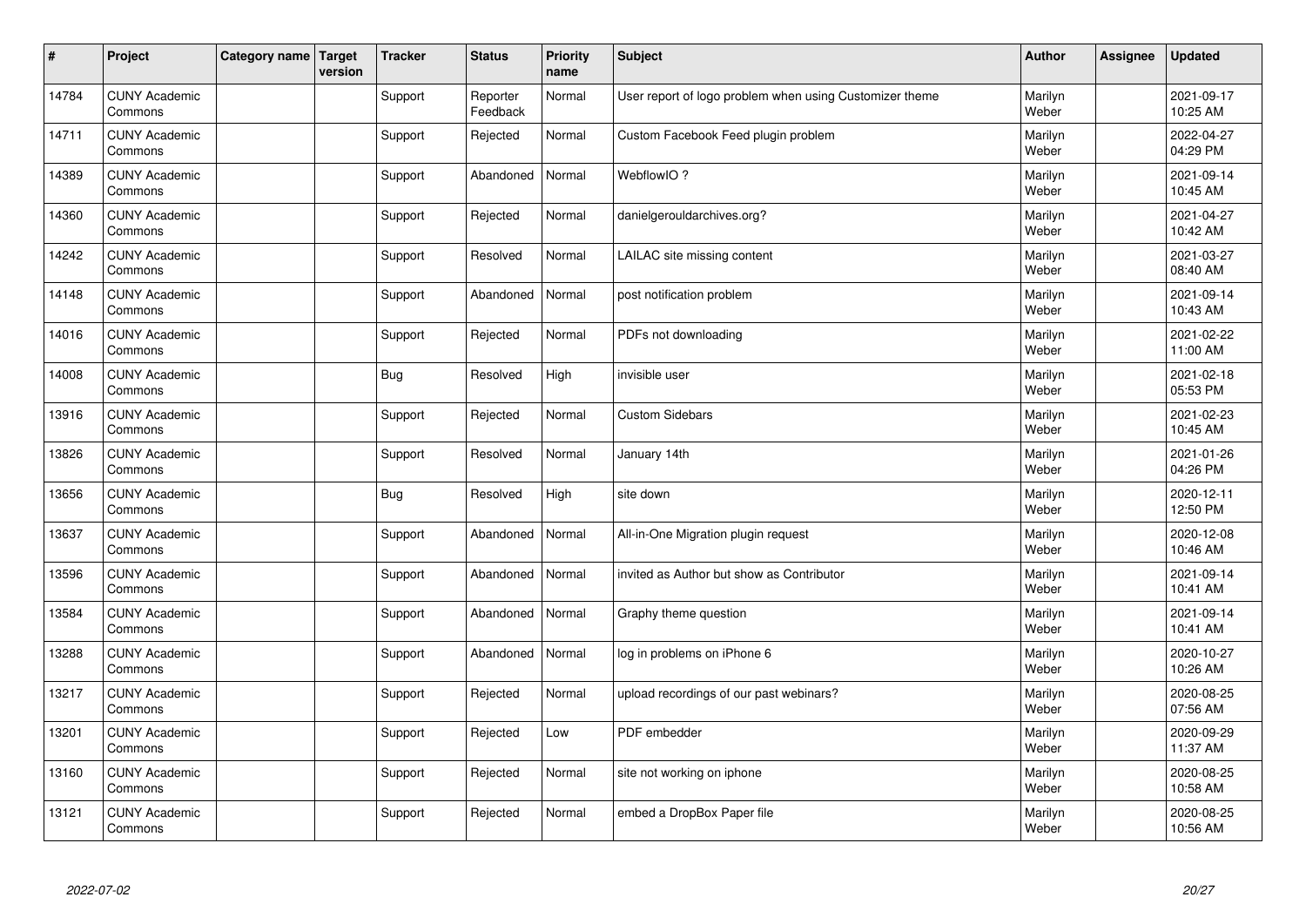| # | Project | Category name | Target version | Tracker | Status | Priority name | Subject | Author | Assignee | Updated |
|---|---|---|---|---|---|---|---|---|---|---|
| 14784 | CUNY Academic Commons | | | Support | Reporter Feedback | Normal | User report of logo problem when using Customizer theme | Marilyn Weber | | 2021-09-17 10:25 AM |
| 14711 | CUNY Academic Commons | | | Support | Rejected | Normal | Custom Facebook Feed plugin problem | Marilyn Weber | | 2022-04-27 04:29 PM |
| 14389 | CUNY Academic Commons | | | Support | Abandoned | Normal | WebflowIO ? | Marilyn Weber | | 2021-09-14 10:45 AM |
| 14360 | CUNY Academic Commons | | | Support | Rejected | Normal | danielgerouldarchives.org? | Marilyn Weber | | 2021-04-27 10:42 AM |
| 14242 | CUNY Academic Commons | | | Support | Resolved | Normal | LAILAC site missing content | Marilyn Weber | | 2021-03-27 08:40 AM |
| 14148 | CUNY Academic Commons | | | Support | Abandoned | Normal | post notification problem | Marilyn Weber | | 2021-09-14 10:43 AM |
| 14016 | CUNY Academic Commons | | | Support | Rejected | Normal | PDFs not downloading | Marilyn Weber | | 2021-02-22 11:00 AM |
| 14008 | CUNY Academic Commons | | | Bug | Resolved | High | invisible user | Marilyn Weber | | 2021-02-18 05:53 PM |
| 13916 | CUNY Academic Commons | | | Support | Rejected | Normal | Custom Sidebars | Marilyn Weber | | 2021-02-23 10:45 AM |
| 13826 | CUNY Academic Commons | | | Support | Resolved | Normal | January 14th | Marilyn Weber | | 2021-01-26 04:26 PM |
| 13656 | CUNY Academic Commons | | | Bug | Resolved | High | site down | Marilyn Weber | | 2020-12-11 12:50 PM |
| 13637 | CUNY Academic Commons | | | Support | Abandoned | Normal | All-in-One Migration plugin request | Marilyn Weber | | 2020-12-08 10:46 AM |
| 13596 | CUNY Academic Commons | | | Support | Abandoned | Normal | invited as Author but show as Contributor | Marilyn Weber | | 2021-09-14 10:41 AM |
| 13584 | CUNY Academic Commons | | | Support | Abandoned | Normal | Graphy theme question | Marilyn Weber | | 2021-09-14 10:41 AM |
| 13288 | CUNY Academic Commons | | | Support | Abandoned | Normal | log in problems on iPhone 6 | Marilyn Weber | | 2020-10-27 10:26 AM |
| 13217 | CUNY Academic Commons | | | Support | Rejected | Normal | upload recordings of our past webinars? | Marilyn Weber | | 2020-08-25 07:56 AM |
| 13201 | CUNY Academic Commons | | | Support | Rejected | Low | PDF embedder | Marilyn Weber | | 2020-09-29 11:37 AM |
| 13160 | CUNY Academic Commons | | | Support | Rejected | Normal | site not working on iphone | Marilyn Weber | | 2020-08-25 10:58 AM |
| 13121 | CUNY Academic Commons | | | Support | Rejected | Normal | embed a DropBox Paper file | Marilyn Weber | | 2020-08-25 10:56 AM |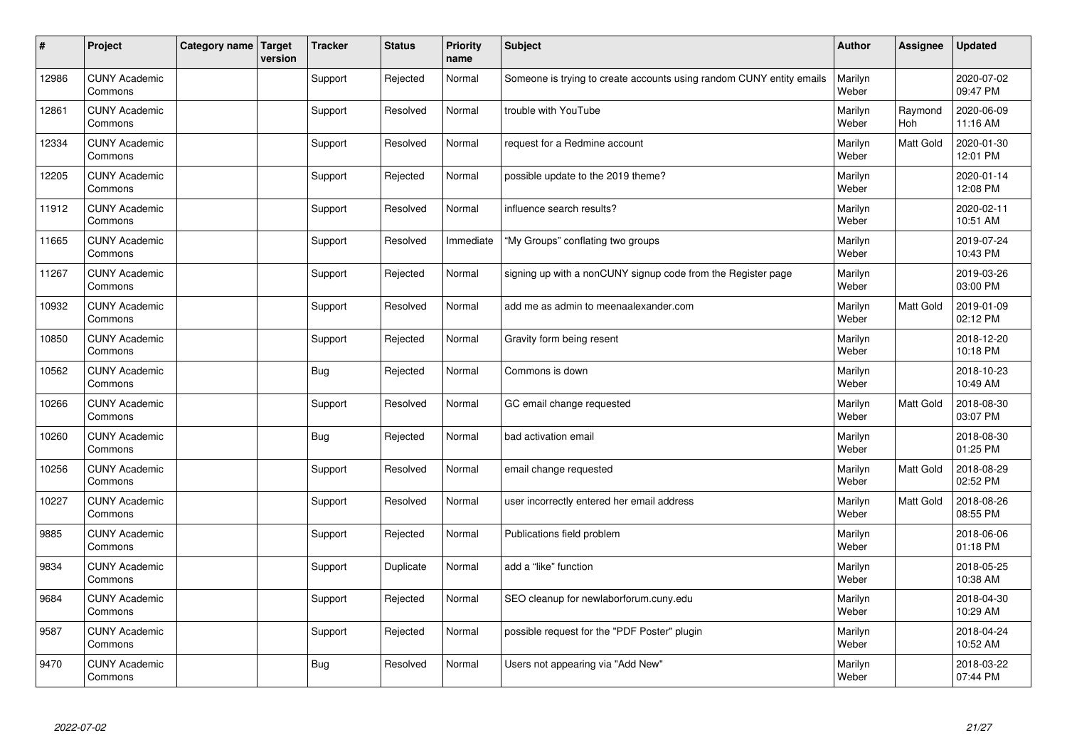| # | Project | Category name | Target version | Tracker | Status | Priority name | Subject | Author | Assignee | Updated |
|---|---|---|---|---|---|---|---|---|---|---|
| 12986 | CUNY Academic Commons | | | Support | Rejected | Normal | Someone is trying to create accounts using random CUNY entity emails | Marilyn Weber | | 2020-07-02 09:47 PM |
| 12861 | CUNY Academic Commons | | | Support | Resolved | Normal | trouble with YouTube | Marilyn Weber | Raymond Hoh | 2020-06-09 11:16 AM |
| 12334 | CUNY Academic Commons | | | Support | Resolved | Normal | request for a Redmine account | Marilyn Weber | Matt Gold | 2020-01-30 12:01 PM |
| 12205 | CUNY Academic Commons | | | Support | Rejected | Normal | possible update to the 2019 theme? | Marilyn Weber | | 2020-01-14 12:08 PM |
| 11912 | CUNY Academic Commons | | | Support | Resolved | Normal | influence search results? | Marilyn Weber | | 2020-02-11 10:51 AM |
| 11665 | CUNY Academic Commons | | | Support | Resolved | Immediate | "My Groups" conflating two groups | Marilyn Weber | | 2019-07-24 10:43 PM |
| 11267 | CUNY Academic Commons | | | Support | Rejected | Normal | signing up with a nonCUNY signup code from the Register page | Marilyn Weber | | 2019-03-26 03:00 PM |
| 10932 | CUNY Academic Commons | | | Support | Resolved | Normal | add me as admin to meenaalexander.com | Marilyn Weber | Matt Gold | 2019-01-09 02:12 PM |
| 10850 | CUNY Academic Commons | | | Support | Rejected | Normal | Gravity form being resent | Marilyn Weber | | 2018-12-20 10:18 PM |
| 10562 | CUNY Academic Commons | | | Bug | Rejected | Normal | Commons is down | Marilyn Weber | | 2018-10-23 10:49 AM |
| 10266 | CUNY Academic Commons | | | Support | Resolved | Normal | GC email change requested | Marilyn Weber | Matt Gold | 2018-08-30 03:07 PM |
| 10260 | CUNY Academic Commons | | | Bug | Rejected | Normal | bad activation email | Marilyn Weber | | 2018-08-30 01:25 PM |
| 10256 | CUNY Academic Commons | | | Support | Resolved | Normal | email change requested | Marilyn Weber | Matt Gold | 2018-08-29 02:52 PM |
| 10227 | CUNY Academic Commons | | | Support | Resolved | Normal | user incorrectly entered her email address | Marilyn Weber | Matt Gold | 2018-08-26 08:55 PM |
| 9885 | CUNY Academic Commons | | | Support | Rejected | Normal | Publications field problem | Marilyn Weber | | 2018-06-06 01:18 PM |
| 9834 | CUNY Academic Commons | | | Support | Duplicate | Normal | add a "like" function | Marilyn Weber | | 2018-05-25 10:38 AM |
| 9684 | CUNY Academic Commons | | | Support | Rejected | Normal | SEO cleanup for newlaborforum.cuny.edu | Marilyn Weber | | 2018-04-30 10:29 AM |
| 9587 | CUNY Academic Commons | | | Support | Rejected | Normal | possible request for the "PDF Poster" plugin | Marilyn Weber | | 2018-04-24 10:52 AM |
| 9470 | CUNY Academic Commons | | | Bug | Resolved | Normal | Users not appearing via "Add New" | Marilyn Weber | | 2018-03-22 07:44 PM |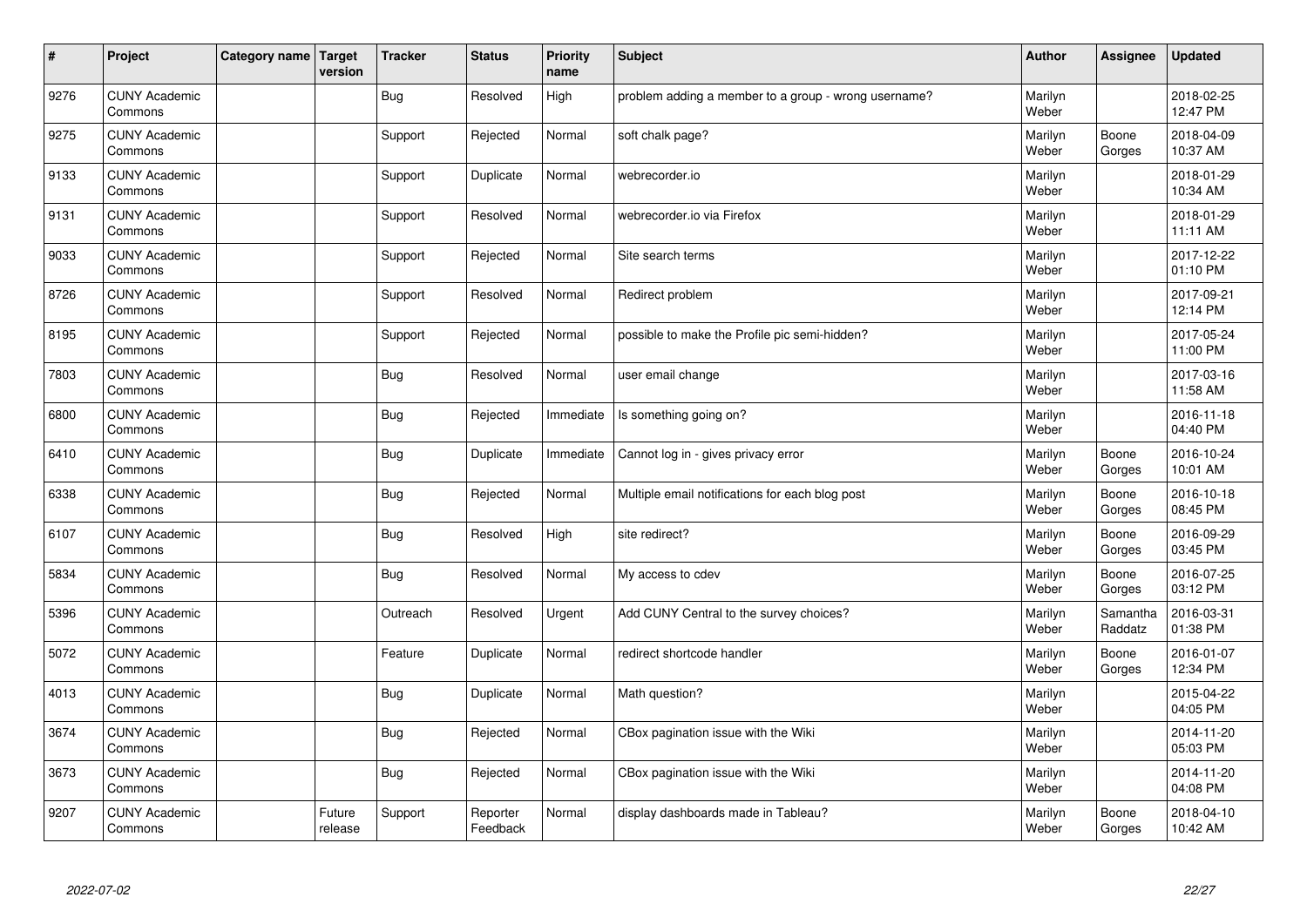| # | Project | Category name | Target version | Tracker | Status | Priority name | Subject | Author | Assignee | Updated |
|---|---|---|---|---|---|---|---|---|---|---|
| 9276 | CUNY Academic Commons | | | Bug | Resolved | High | problem adding a member to a group - wrong username? | Marilyn Weber | | 2018-02-25 12:47 PM |
| 9275 | CUNY Academic Commons | | | Support | Rejected | Normal | soft chalk page? | Marilyn Weber | Boone Gorges | 2018-04-09 10:37 AM |
| 9133 | CUNY Academic Commons | | | Support | Duplicate | Normal | webrecorder.io | Marilyn Weber | | 2018-01-29 10:34 AM |
| 9131 | CUNY Academic Commons | | | Support | Resolved | Normal | webrecorder.io via Firefox | Marilyn Weber | | 2018-01-29 11:11 AM |
| 9033 | CUNY Academic Commons | | | Support | Rejected | Normal | Site search terms | Marilyn Weber | | 2017-12-22 01:10 PM |
| 8726 | CUNY Academic Commons | | | Support | Resolved | Normal | Redirect problem | Marilyn Weber | | 2017-09-21 12:14 PM |
| 8195 | CUNY Academic Commons | | | Support | Rejected | Normal | possible to make the Profile pic semi-hidden? | Marilyn Weber | | 2017-05-24 11:00 PM |
| 7803 | CUNY Academic Commons | | | Bug | Resolved | Normal | user email change | Marilyn Weber | | 2017-03-16 11:58 AM |
| 6800 | CUNY Academic Commons | | | Bug | Rejected | Immediate | Is something going on? | Marilyn Weber | | 2016-11-18 04:40 PM |
| 6410 | CUNY Academic Commons | | | Bug | Duplicate | Immediate | Cannot log in - gives privacy error | Marilyn Weber | Boone Gorges | 2016-10-24 10:01 AM |
| 6338 | CUNY Academic Commons | | | Bug | Rejected | Normal | Multiple email notifications for each blog post | Marilyn Weber | Boone Gorges | 2016-10-18 08:45 PM |
| 6107 | CUNY Academic Commons | | | Bug | Resolved | High | site redirect? | Marilyn Weber | Boone Gorges | 2016-09-29 03:45 PM |
| 5834 | CUNY Academic Commons | | | Bug | Resolved | Normal | My access to cdev | Marilyn Weber | Boone Gorges | 2016-07-25 03:12 PM |
| 5396 | CUNY Academic Commons | | | Outreach | Resolved | Urgent | Add CUNY Central to the survey choices? | Marilyn Weber | Samantha Raddatz | 2016-03-31 01:38 PM |
| 5072 | CUNY Academic Commons | | | Feature | Duplicate | Normal | redirect shortcode handler | Marilyn Weber | Boone Gorges | 2016-01-07 12:34 PM |
| 4013 | CUNY Academic Commons | | | Bug | Duplicate | Normal | Math question? | Marilyn Weber | | 2015-04-22 04:05 PM |
| 3674 | CUNY Academic Commons | | | Bug | Rejected | Normal | CBox pagination issue with the Wiki | Marilyn Weber | | 2014-11-20 05:03 PM |
| 3673 | CUNY Academic Commons | | | Bug | Rejected | Normal | CBox pagination issue with the Wiki | Marilyn Weber | | 2014-11-20 04:08 PM |
| 9207 | CUNY Academic Commons | | Future release | Support | Reporter Feedback | Normal | display dashboards made in Tableau? | Marilyn Weber | Boone Gorges | 2018-04-10 10:42 AM |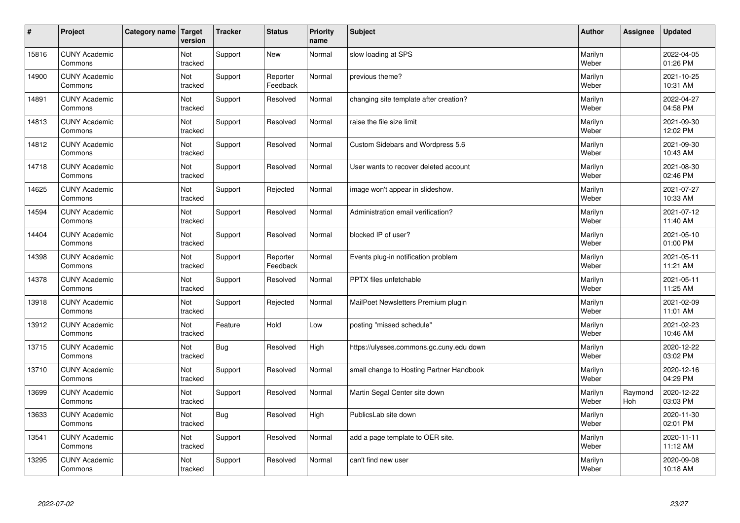| # | Project | Category name | Target version | Tracker | Status | Priority name | Subject | Author | Assignee | Updated |
|---|---|---|---|---|---|---|---|---|---|---|
| 15816 | CUNY Academic Commons | | Not tracked | Support | New | Normal | slow loading at SPS | Marilyn Weber | | 2022-04-05 01:26 PM |
| 14900 | CUNY Academic Commons | | Not tracked | Support | Reporter Feedback | Normal | previous theme? | Marilyn Weber | | 2021-10-25 10:31 AM |
| 14891 | CUNY Academic Commons | | Not tracked | Support | Resolved | Normal | changing site template after creation? | Marilyn Weber | | 2022-04-27 04:58 PM |
| 14813 | CUNY Academic Commons | | Not tracked | Support | Resolved | Normal | raise the file size limit | Marilyn Weber | | 2021-09-30 12:02 PM |
| 14812 | CUNY Academic Commons | | Not tracked | Support | Resolved | Normal | Custom Sidebars and Wordpress 5.6 | Marilyn Weber | | 2021-09-30 10:43 AM |
| 14718 | CUNY Academic Commons | | Not tracked | Support | Resolved | Normal | User wants to recover deleted account | Marilyn Weber | | 2021-08-30 02:46 PM |
| 14625 | CUNY Academic Commons | | Not tracked | Support | Rejected | Normal | image won't appear in slideshow. | Marilyn Weber | | 2021-07-27 10:33 AM |
| 14594 | CUNY Academic Commons | | Not tracked | Support | Resolved | Normal | Administration email verification? | Marilyn Weber | | 2021-07-12 11:40 AM |
| 14404 | CUNY Academic Commons | | Not tracked | Support | Resolved | Normal | blocked IP of user? | Marilyn Weber | | 2021-05-10 01:00 PM |
| 14398 | CUNY Academic Commons | | Not tracked | Support | Reporter Feedback | Normal | Events plug-in notification problem | Marilyn Weber | | 2021-05-11 11:21 AM |
| 14378 | CUNY Academic Commons | | Not tracked | Support | Resolved | Normal | PPTX files unfetchable | Marilyn Weber | | 2021-05-11 11:25 AM |
| 13918 | CUNY Academic Commons | | Not tracked | Support | Rejected | Normal | MailPoet Newsletters Premium plugin | Marilyn Weber | | 2021-02-09 11:01 AM |
| 13912 | CUNY Academic Commons | | Not tracked | Feature | Hold | Low | posting "missed schedule" | Marilyn Weber | | 2021-02-23 10:46 AM |
| 13715 | CUNY Academic Commons | | Not tracked | Bug | Resolved | High | https://ulysses.commons.gc.cuny.edu down | Marilyn Weber | | 2020-12-22 03:02 PM |
| 13710 | CUNY Academic Commons | | Not tracked | Support | Resolved | Normal | small change to Hosting Partner Handbook | Marilyn Weber | | 2020-12-16 04:29 PM |
| 13699 | CUNY Academic Commons | | Not tracked | Support | Resolved | Normal | Martin Segal Center site down | Marilyn Weber | Raymond Hoh | 2020-12-22 03:03 PM |
| 13633 | CUNY Academic Commons | | Not tracked | Bug | Resolved | High | PublicsLab site down | Marilyn Weber | | 2020-11-30 02:01 PM |
| 13541 | CUNY Academic Commons | | Not tracked | Support | Resolved | Normal | add a page template to OER site. | Marilyn Weber | | 2020-11-11 11:12 AM |
| 13295 | CUNY Academic Commons | | Not tracked | Support | Resolved | Normal | can't find new user | Marilyn Weber | | 2020-09-08 10:18 AM |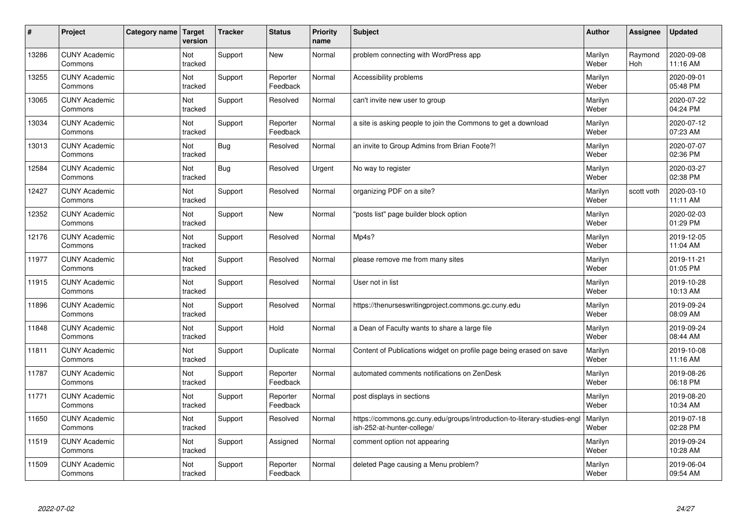| # | Project | Category name | Target version | Tracker | Status | Priority name | Subject | Author | Assignee | Updated |
|---|---|---|---|---|---|---|---|---|---|---|
| 13286 | CUNY Academic Commons | | Not tracked | Support | New | Normal | problem connecting with WordPress app | Marilyn Weber | Raymond Hoh | 2020-09-08 11:16 AM |
| 13255 | CUNY Academic Commons | | Not tracked | Support | Reporter Feedback | Normal | Accessibility problems | Marilyn Weber | | 2020-09-01 05:48 PM |
| 13065 | CUNY Academic Commons | | Not tracked | Support | Resolved | Normal | can't invite new user to group | Marilyn Weber | | 2020-07-22 04:24 PM |
| 13034 | CUNY Academic Commons | | Not tracked | Support | Reporter Feedback | Normal | a site is asking people to join the Commons to get a download | Marilyn Weber | | 2020-07-12 07:23 AM |
| 13013 | CUNY Academic Commons | | Not tracked | Bug | Resolved | Normal | an invite to Group Admins from Brian Foote?! | Marilyn Weber | | 2020-07-07 02:36 PM |
| 12584 | CUNY Academic Commons | | Not tracked | Bug | Resolved | Urgent | No way to register | Marilyn Weber | | 2020-03-27 02:38 PM |
| 12427 | CUNY Academic Commons | | Not tracked | Support | Resolved | Normal | organizing PDF on a site? | Marilyn Weber | scott voth | 2020-03-10 11:11 AM |
| 12352 | CUNY Academic Commons | | Not tracked | Support | New | Normal | "posts list" page builder block option | Marilyn Weber | | 2020-02-03 01:29 PM |
| 12176 | CUNY Academic Commons | | Not tracked | Support | Resolved | Normal | Mp4s? | Marilyn Weber | | 2019-12-05 11:04 AM |
| 11977 | CUNY Academic Commons | | Not tracked | Support | Resolved | Normal | please remove me from many sites | Marilyn Weber | | 2019-11-21 01:05 PM |
| 11915 | CUNY Academic Commons | | Not tracked | Support | Resolved | Normal | User not in list | Marilyn Weber | | 2019-10-28 10:13 AM |
| 11896 | CUNY Academic Commons | | Not tracked | Support | Resolved | Normal | https://thenurseswritingproject.commons.gc.cuny.edu | Marilyn Weber | | 2019-09-24 08:09 AM |
| 11848 | CUNY Academic Commons | | Not tracked | Support | Hold | Normal | a Dean of Faculty wants to share a large file | Marilyn Weber | | 2019-09-24 08:44 AM |
| 11811 | CUNY Academic Commons | | Not tracked | Support | Duplicate | Normal | Content of Publications widget on profile page being erased on save | Marilyn Weber | | 2019-10-08 11:16 AM |
| 11787 | CUNY Academic Commons | | Not tracked | Support | Reporter Feedback | Normal | automated comments notifications on ZenDesk | Marilyn Weber | | 2019-08-26 06:18 PM |
| 11771 | CUNY Academic Commons | | Not tracked | Support | Reporter Feedback | Normal | post displays in sections | Marilyn Weber | | 2019-08-20 10:34 AM |
| 11650 | CUNY Academic Commons | | Not tracked | Support | Resolved | Normal | https://commons.gc.cuny.edu/groups/introduction-to-literary-studies-english-252-at-hunter-college/ | Marilyn Weber | | 2019-07-18 02:28 PM |
| 11519 | CUNY Academic Commons | | Not tracked | Support | Assigned | Normal | comment option not appearing | Marilyn Weber | | 2019-09-24 10:28 AM |
| 11509 | CUNY Academic Commons | | Not tracked | Support | Reporter Feedback | Normal | deleted Page causing a Menu problem? | Marilyn Weber | | 2019-06-04 09:54 AM |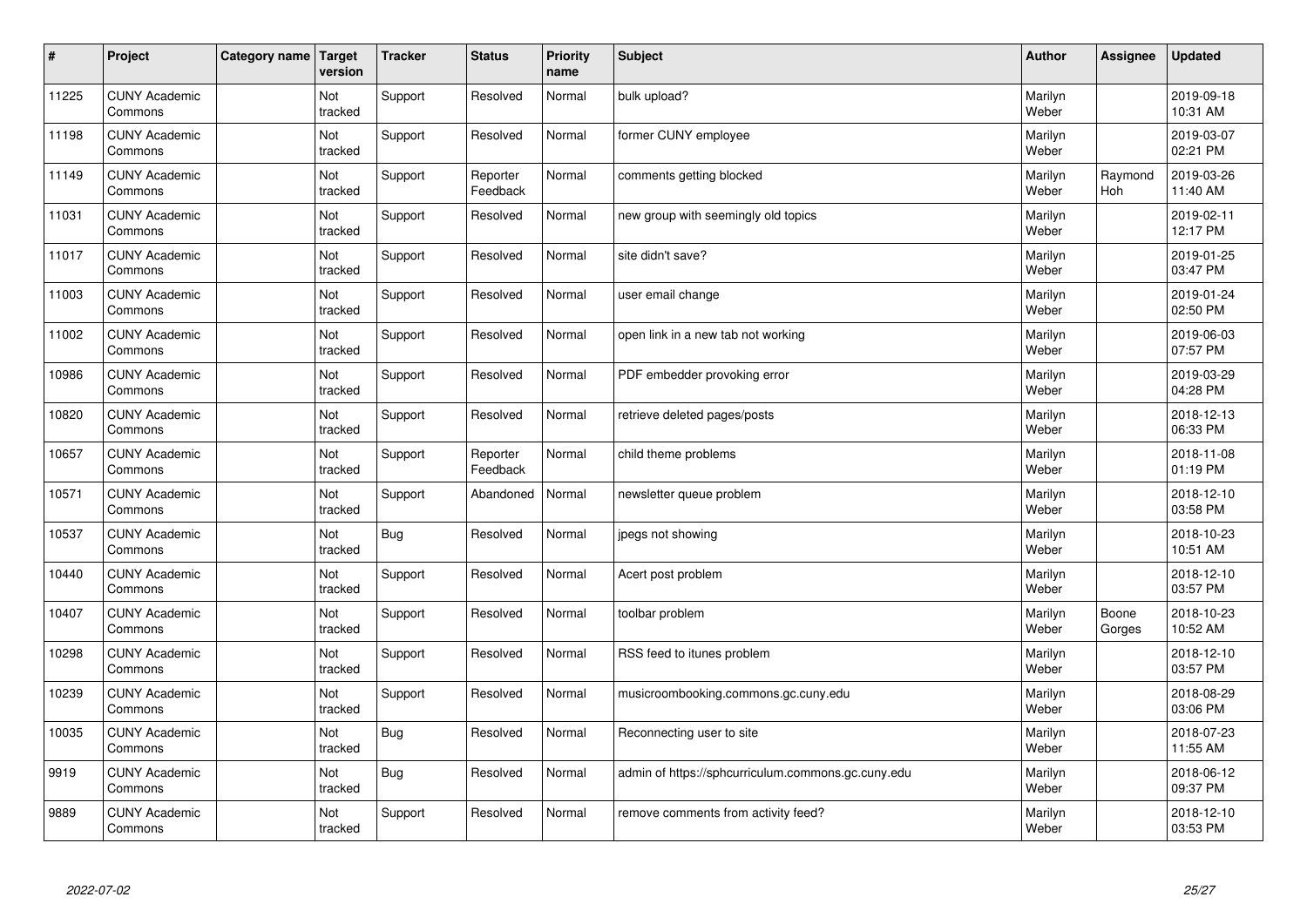| # | Project | Category name | Target version | Tracker | Status | Priority name | Subject | Author | Assignee | Updated |
|---|---|---|---|---|---|---|---|---|---|---|
| 11225 | CUNY Academic Commons | | Not tracked | Support | Resolved | Normal | bulk upload? | Marilyn Weber | | 2019-09-18 10:31 AM |
| 11198 | CUNY Academic Commons | | Not tracked | Support | Resolved | Normal | former CUNY employee | Marilyn Weber | | 2019-03-07 02:21 PM |
| 11149 | CUNY Academic Commons | | Not tracked | Support | Reporter Feedback | Normal | comments getting blocked | Marilyn Weber | Raymond Hoh | 2019-03-26 11:40 AM |
| 11031 | CUNY Academic Commons | | Not tracked | Support | Resolved | Normal | new group with seemingly old topics | Marilyn Weber | | 2019-02-11 12:17 PM |
| 11017 | CUNY Academic Commons | | Not tracked | Support | Resolved | Normal | site didn't save? | Marilyn Weber | | 2019-01-25 03:47 PM |
| 11003 | CUNY Academic Commons | | Not tracked | Support | Resolved | Normal | user email change | Marilyn Weber | | 2019-01-24 02:50 PM |
| 11002 | CUNY Academic Commons | | Not tracked | Support | Resolved | Normal | open link in a new tab not working | Marilyn Weber | | 2019-06-03 07:57 PM |
| 10986 | CUNY Academic Commons | | Not tracked | Support | Resolved | Normal | PDF embedder provoking error | Marilyn Weber | | 2019-03-29 04:28 PM |
| 10820 | CUNY Academic Commons | | Not tracked | Support | Resolved | Normal | retrieve deleted pages/posts | Marilyn Weber | | 2018-12-13 06:33 PM |
| 10657 | CUNY Academic Commons | | Not tracked | Support | Reporter Feedback | Normal | child theme problems | Marilyn Weber | | 2018-11-08 01:19 PM |
| 10571 | CUNY Academic Commons | | Not tracked | Support | Abandoned | Normal | newsletter queue problem | Marilyn Weber | | 2018-12-10 03:58 PM |
| 10537 | CUNY Academic Commons | | Not tracked | Bug | Resolved | Normal | jpegs not showing | Marilyn Weber | | 2018-10-23 10:51 AM |
| 10440 | CUNY Academic Commons | | Not tracked | Support | Resolved | Normal | Acert post problem | Marilyn Weber | | 2018-12-10 03:57 PM |
| 10407 | CUNY Academic Commons | | Not tracked | Support | Resolved | Normal | toolbar problem | Marilyn Weber | Boone Gorges | 2018-10-23 10:52 AM |
| 10298 | CUNY Academic Commons | | Not tracked | Support | Resolved | Normal | RSS feed to itunes problem | Marilyn Weber | | 2018-12-10 03:57 PM |
| 10239 | CUNY Academic Commons | | Not tracked | Support | Resolved | Normal | musicroombooking.commons.gc.cuny.edu | Marilyn Weber | | 2018-08-29 03:06 PM |
| 10035 | CUNY Academic Commons | | Not tracked | Bug | Resolved | Normal | Reconnecting user to site | Marilyn Weber | | 2018-07-23 11:55 AM |
| 9919 | CUNY Academic Commons | | Not tracked | Bug | Resolved | Normal | admin of https://sphcurriculum.commons.gc.cuny.edu | Marilyn Weber | | 2018-06-12 09:37 PM |
| 9889 | CUNY Academic Commons | | Not tracked | Support | Resolved | Normal | remove comments from activity feed? | Marilyn Weber | | 2018-12-10 03:53 PM |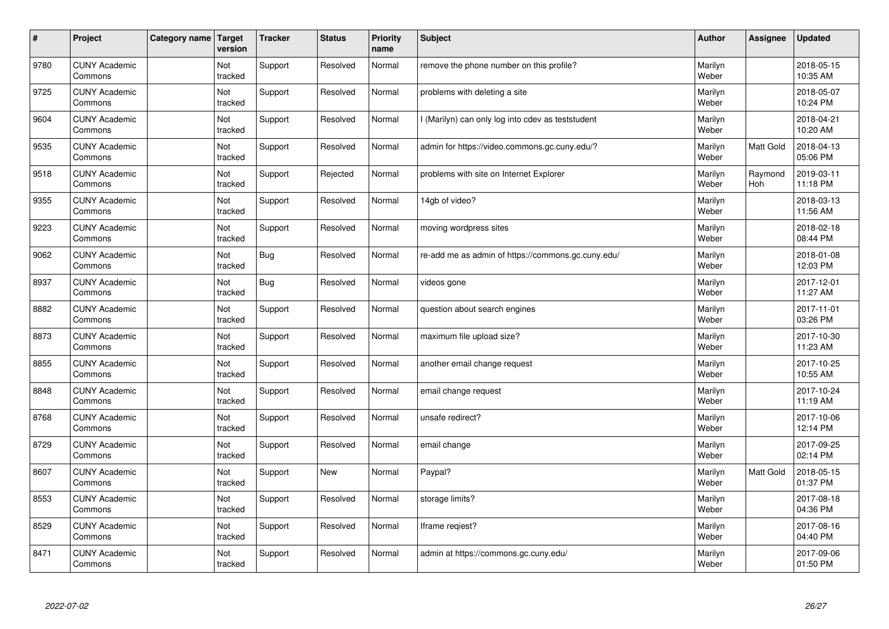| # | Project | Category name | Target version | Tracker | Status | Priority name | Subject | Author | Assignee | Updated |
|---|---|---|---|---|---|---|---|---|---|---|
| 9780 | CUNY Academic Commons | | Not tracked | Support | Resolved | Normal | remove the phone number on this profile? | Marilyn Weber | | 2018-05-15 10:35 AM |
| 9725 | CUNY Academic Commons | | Not tracked | Support | Resolved | Normal | problems with deleting a site | Marilyn Weber | | 2018-05-07 10:24 PM |
| 9604 | CUNY Academic Commons | | Not tracked | Support | Resolved | Normal | I (Marilyn) can only log into cdev as teststudent | Marilyn Weber | | 2018-04-21 10:20 AM |
| 9535 | CUNY Academic Commons | | Not tracked | Support | Resolved | Normal | admin for https://video.commons.gc.cuny.edu/? | Marilyn Weber | Matt Gold | 2018-04-13 05:06 PM |
| 9518 | CUNY Academic Commons | | Not tracked | Support | Rejected | Normal | problems with site on Internet Explorer | Marilyn Weber | Raymond Hoh | 2019-03-11 11:18 PM |
| 9355 | CUNY Academic Commons | | Not tracked | Support | Resolved | Normal | 14gb of video? | Marilyn Weber | | 2018-03-13 11:56 AM |
| 9223 | CUNY Academic Commons | | Not tracked | Support | Resolved | Normal | moving wordpress sites | Marilyn Weber | | 2018-02-18 08:44 PM |
| 9062 | CUNY Academic Commons | | Not tracked | Bug | Resolved | Normal | re-add me as admin of https://commons.gc.cuny.edu/ | Marilyn Weber | | 2018-01-08 12:03 PM |
| 8937 | CUNY Academic Commons | | Not tracked | Bug | Resolved | Normal | videos gone | Marilyn Weber | | 2017-12-01 11:27 AM |
| 8882 | CUNY Academic Commons | | Not tracked | Support | Resolved | Normal | question about search engines | Marilyn Weber | | 2017-11-01 03:26 PM |
| 8873 | CUNY Academic Commons | | Not tracked | Support | Resolved | Normal | maximum file upload size? | Marilyn Weber | | 2017-10-30 11:23 AM |
| 8855 | CUNY Academic Commons | | Not tracked | Support | Resolved | Normal | another email change request | Marilyn Weber | | 2017-10-25 10:55 AM |
| 8848 | CUNY Academic Commons | | Not tracked | Support | Resolved | Normal | email change request | Marilyn Weber | | 2017-10-24 11:19 AM |
| 8768 | CUNY Academic Commons | | Not tracked | Support | Resolved | Normal | unsafe redirect? | Marilyn Weber | | 2017-10-06 12:14 PM |
| 8729 | CUNY Academic Commons | | Not tracked | Support | Resolved | Normal | email change | Marilyn Weber | | 2017-09-25 02:14 PM |
| 8607 | CUNY Academic Commons | | Not tracked | Support | New | Normal | Paypal? | Marilyn Weber | Matt Gold | 2018-05-15 01:37 PM |
| 8553 | CUNY Academic Commons | | Not tracked | Support | Resolved | Normal | storage limits? | Marilyn Weber | | 2017-08-18 04:36 PM |
| 8529 | CUNY Academic Commons | | Not tracked | Support | Resolved | Normal | Iframe reqiest? | Marilyn Weber | | 2017-08-16 04:40 PM |
| 8471 | CUNY Academic Commons | | Not tracked | Support | Resolved | Normal | admin at https://commons.gc.cuny.edu/ | Marilyn Weber | | 2017-09-06 01:50 PM |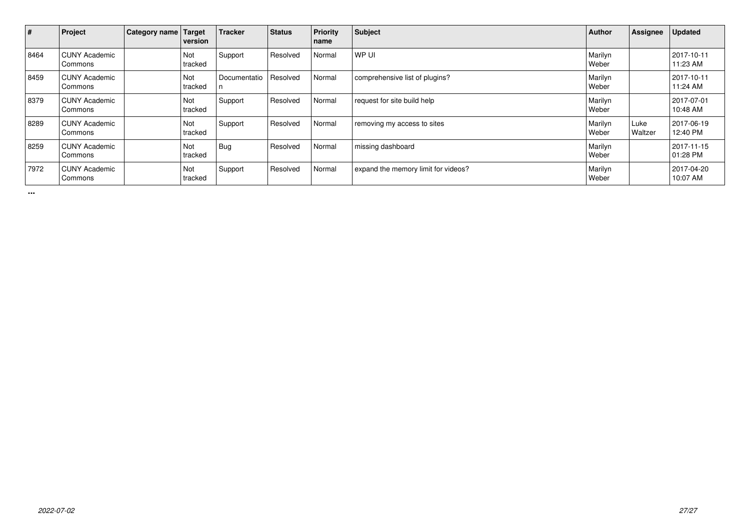| # | Project | Category name | Target version | Tracker | Status | Priority name | Subject | Author | Assignee | Updated |
|---|---|---|---|---|---|---|---|---|---|---|
| 8464 | CUNY Academic Commons | | Not tracked | Support | Resolved | Normal | WP UI | Marilyn Weber | | 2017-10-11 11:23 AM |
| 8459 | CUNY Academic Commons | | Not tracked | Documentation | Resolved | Normal | comprehensive list of plugins? | Marilyn Weber | | 2017-10-11 11:24 AM |
| 8379 | CUNY Academic Commons | | Not tracked | Support | Resolved | Normal | request for site build help | Marilyn Weber | | 2017-07-01 10:48 AM |
| 8289 | CUNY Academic Commons | | Not tracked | Support | Resolved | Normal | removing my access to sites | Marilyn Weber | Luke Waltzer | 2017-06-19 12:40 PM |
| 8259 | CUNY Academic Commons | | Not tracked | Bug | Resolved | Normal | missing dashboard | Marilyn Weber | | 2017-11-15 01:28 PM |
| 7972 | CUNY Academic Commons | | Not tracked | Support | Resolved | Normal | expand the memory limit for videos? | Marilyn Weber | | 2017-04-20 10:07 AM |

...